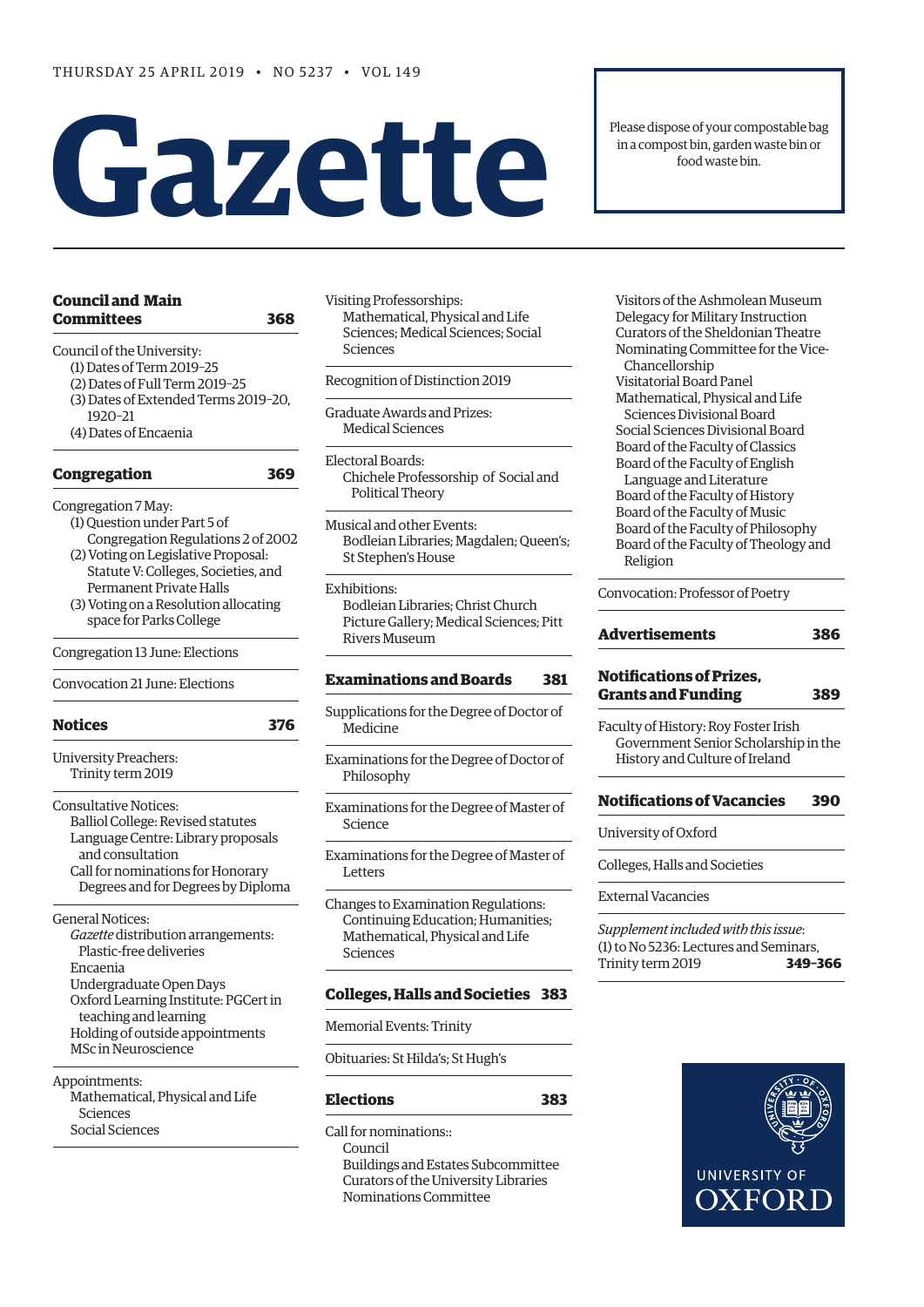THURSDAY 25 APRIL 2019 • NO 5237 • VOL 149

# Gazette

Please dispose of your compostable bag in a compost bin, garden waste bin or food waste bin.

## Council and Main Committees 368

Council of the University:
- (1) Dates of Term 2019–25
- (2) Dates of Full Term 2019–25
- (3) Dates of Extended Terms 2019–20, 1920–21
- (4) Dates of Encaenia

## Congregation 369

Congregation 7 May:
- (1) Question under Part 5 of Congregation Regulations 2 of 2002
- (2) Voting on Legislative Proposal: Statute V: Colleges, Societies, and Permanent Private Halls
- (3) Voting on a Resolution allocating space for Parks College

Congregation 13 June: Elections

Convocation 21 June: Elections

## Notices 376

University Preachers:
- Trinity term 2019

Consultative Notices:
- Balliol College: Revised statutes
- Language Centre: Library proposals and consultation
- Call for nominations for Honorary Degrees and for Degrees by Diploma

General Notices:
- *Gazette* distribution arrangements: Plastic-free deliveries
- Encaenia
- Undergraduate Open Days
- Oxford Learning Institute: PGCert in teaching and learning
- Holding of outside appointments
- MSc in Neuroscience

Appointments:
- Mathematical, Physical and Life Sciences
- Social Sciences

Visiting Professorships:
- Mathematical, Physical and Life Sciences; Medical Sciences; Social Sciences

Recognition of Distinction 2019

Graduate Awards and Prizes:
- Medical Sciences

Electoral Boards:
- Chichele Professorship of Social and Political Theory

Musical and other Events:
- Bodleian Libraries; Magdalen; Queen's; St Stephen's House

Exhibitions:
- Bodleian Libraries; Christ Church Picture Gallery; Medical Sciences; Pitt Rivers Museum

## Examinations and Boards 381

Supplications for the Degree of Doctor of Medicine

Examinations for the Degree of Doctor of Philosophy

Examinations for the Degree of Master of Science

Examinations for the Degree of Master of Letters

Changes to Examination Regulations:
- Continuing Education; Humanities; Mathematical, Physical and Life Sciences

## Colleges, Halls and Societies 383

Memorial Events: Trinity

Obituaries: St Hilda's; St Hugh's

## Elections 383

Call for nominations::
- Council
- Buildings and Estates Subcommittee
- Curators of the University Libraries
- Nominations Committee
- Visitors of the Ashmolean Museum
- Delegacy for Military Instruction
- Curators of the Sheldonian Theatre
- Nominating Committee for the Vice-Chancellorship
- Visitatorial Board Panel
- Mathematical, Physical and Life Sciences Divisional Board
- Social Sciences Divisional Board
- Board of the Faculty of Classics
- Board of the Faculty of English Language and Literature
- Board of the Faculty of History
- Board of the Faculty of Music
- Board of the Faculty of Philosophy
- Board of the Faculty of Theology and Religion

Convocation: Professor of Poetry

## Advertisements 386

## Notifications of Prizes, Grants and Funding 389

Faculty of History: Roy Foster Irish Government Senior Scholarship in the History and Culture of Ireland

## Notifications of Vacancies 390

University of Oxford

Colleges, Halls and Societies

External Vacancies

*Supplement included with this issue*:
(1) to No 5236: Lectures and Seminars, Trinity term 2019 **349–366**

UNIVERSITY OF OXFORD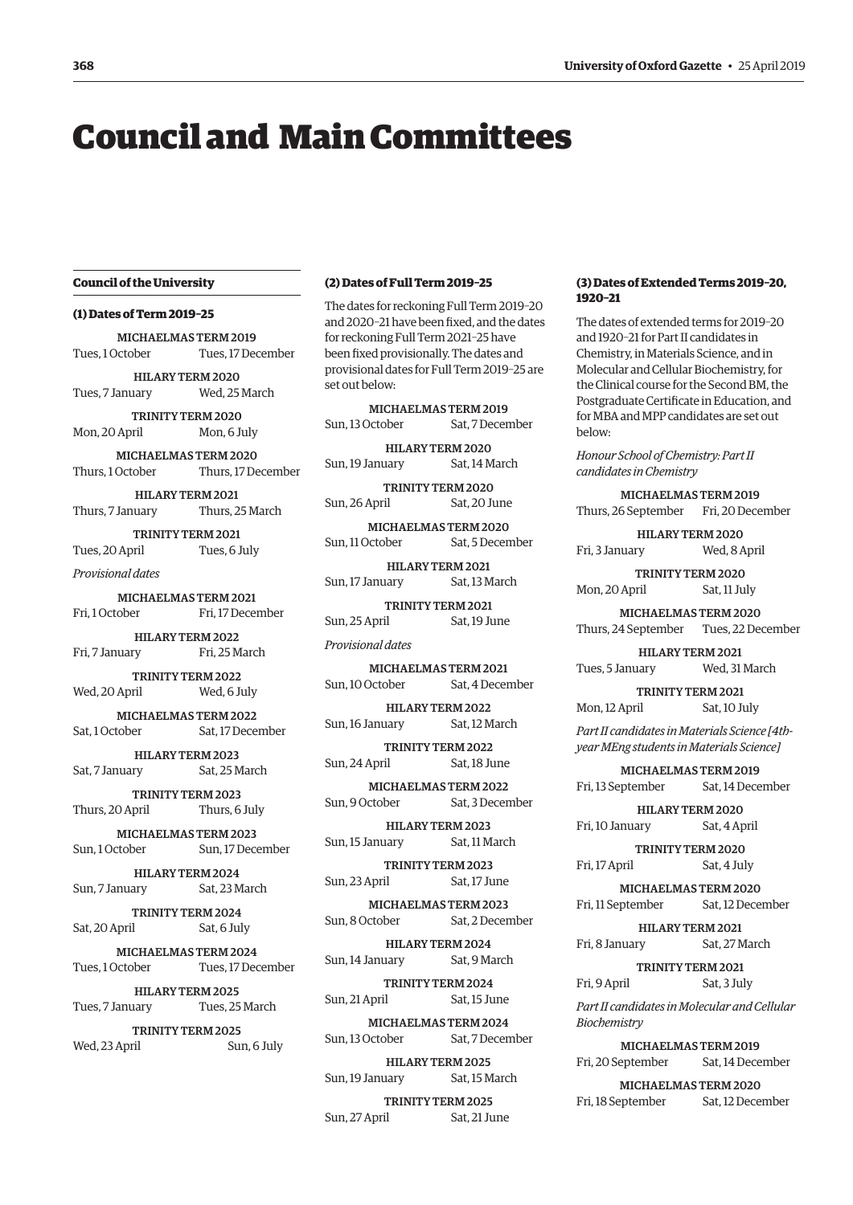# Council and Main Committees

## Council of the University

### (1) Dates of Term 2019–25

MICHAELMAS TERM 2019
Tues, 1 October — Tues, 17 December

HILARY TERM 2020
Tues, 7 January — Wed, 25 March

TRINITY TERM 2020
Mon, 20 April — Mon, 6 July

MICHAELMAS TERM 2020
Thurs, 1 October — Thurs, 17 December

HILARY TERM 2021
Thurs, 7 January — Thurs, 25 March

TRINITY TERM 2021
Tues, 20 April — Tues, 6 July

*Provisional dates*

MICHAELMAS TERM 2021
Fri, 1 October — Fri, 17 December

HILARY TERM 2022
Fri, 7 January — Fri, 25 March

TRINITY TERM 2022
Wed, 20 April — Wed, 6 July

MICHAELMAS TERM 2022
Sat, 1 October — Sat, 17 December

HILARY TERM 2023
Sat, 7 January — Sat, 25 March

TRINITY TERM 2023
Thurs, 20 April — Thurs, 6 July

MICHAELMAS TERM 2023
Sun, 1 October — Sun, 17 December

HILARY TERM 2024
Sun, 7 January — Sat, 23 March

TRINITY TERM 2024
Sat, 20 April — Sat, 6 July

MICHAELMAS TERM 2024
Tues, 1 October — Tues, 17 December

HILARY TERM 2025
Tues, 7 January — Tues, 25 March

TRINITY TERM 2025
Wed, 23 April — Sun, 6 July

### (2) Dates of Full Term 2019–25

The dates for reckoning Full Term 2019–20 and 2020–21 have been fixed, and the dates for reckoning Full Term 2021–25 have been fixed provisionally. The dates and provisional dates for Full Term 2019–25 are set out below:

MICHAELMAS TERM 2019
Sun, 13 October — Sat, 7 December

HILARY TERM 2020
Sun, 19 January — Sat, 14 March

TRINITY TERM 2020
Sun, 26 April — Sat, 20 June

MICHAELMAS TERM 2020
Sun, 11 October — Sat, 5 December

HILARY TERM 2021
Sun, 17 January — Sat, 13 March

TRINITY TERM 2021
Sun, 25 April — Sat, 19 June

*Provisional dates*

MICHAELMAS TERM 2021
Sun, 10 October — Sat, 4 December

HILARY TERM 2022
Sun, 16 January — Sat, 12 March

TRINITY TERM 2022
Sun, 24 April — Sat, 18 June

MICHAELMAS TERM 2022
Sun, 9 October — Sat, 3 December

HILARY TERM 2023
Sun, 15 January — Sat, 11 March

TRINITY TERM 2023
Sun, 23 April — Sat, 17 June

MICHAELMAS TERM 2023
Sun, 8 October — Sat, 2 December

HILARY TERM 2024
Sun, 14 January — Sat, 9 March

TRINITY TERM 2024
Sun, 21 April — Sat, 15 June

MICHAELMAS TERM 2024
Sun, 13 October — Sat, 7 December

HILARY TERM 2025
Sun, 19 January — Sat, 15 March

TRINITY TERM 2025
Sun, 27 April — Sat, 21 June

### (3) Dates of Extended Terms 2019–20, 1920–21

The dates of extended terms for 2019–20 and 1920–21 for Part II candidates in Chemistry, in Materials Science, and in Molecular and Cellular Biochemistry, for the Clinical course for the Second BM, the Postgraduate Certificate in Education, and for MBA and MPP candidates are set out below:

*Honour School of Chemistry: Part II candidates in Chemistry*

MICHAELMAS TERM 2019
Thurs, 26 September — Fri, 20 December

HILARY TERM 2020
Fri, 3 January — Wed, 8 April

TRINITY TERM 2020
Mon, 20 April — Sat, 11 July

MICHAELMAS TERM 2020
Thurs, 24 September — Tues, 22 December

HILARY TERM 2021
Tues, 5 January — Wed, 31 March

TRINITY TERM 2021
Mon, 12 April — Sat, 10 July

*Part II candidates in Materials Science [4th-year MEng students in Materials Science]*

MICHAELMAS TERM 2019
Fri, 13 September — Sat, 14 December

HILARY TERM 2020
Fri, 10 January — Sat, 4 April

TRINITY TERM 2020
Fri, 17 April — Sat, 4 July

MICHAELMAS TERM 2020
Fri, 11 September — Sat, 12 December

HILARY TERM 2021
Fri, 8 January — Sat, 27 March

TRINITY TERM 2021
Fri, 9 April — Sat, 3 July

*Part II candidates in Molecular and Cellular Biochemistry*

MICHAELMAS TERM 2019
Fri, 20 September — Sat, 14 December

MICHAELMAS TERM 2020
Fri, 18 September — Sat, 12 December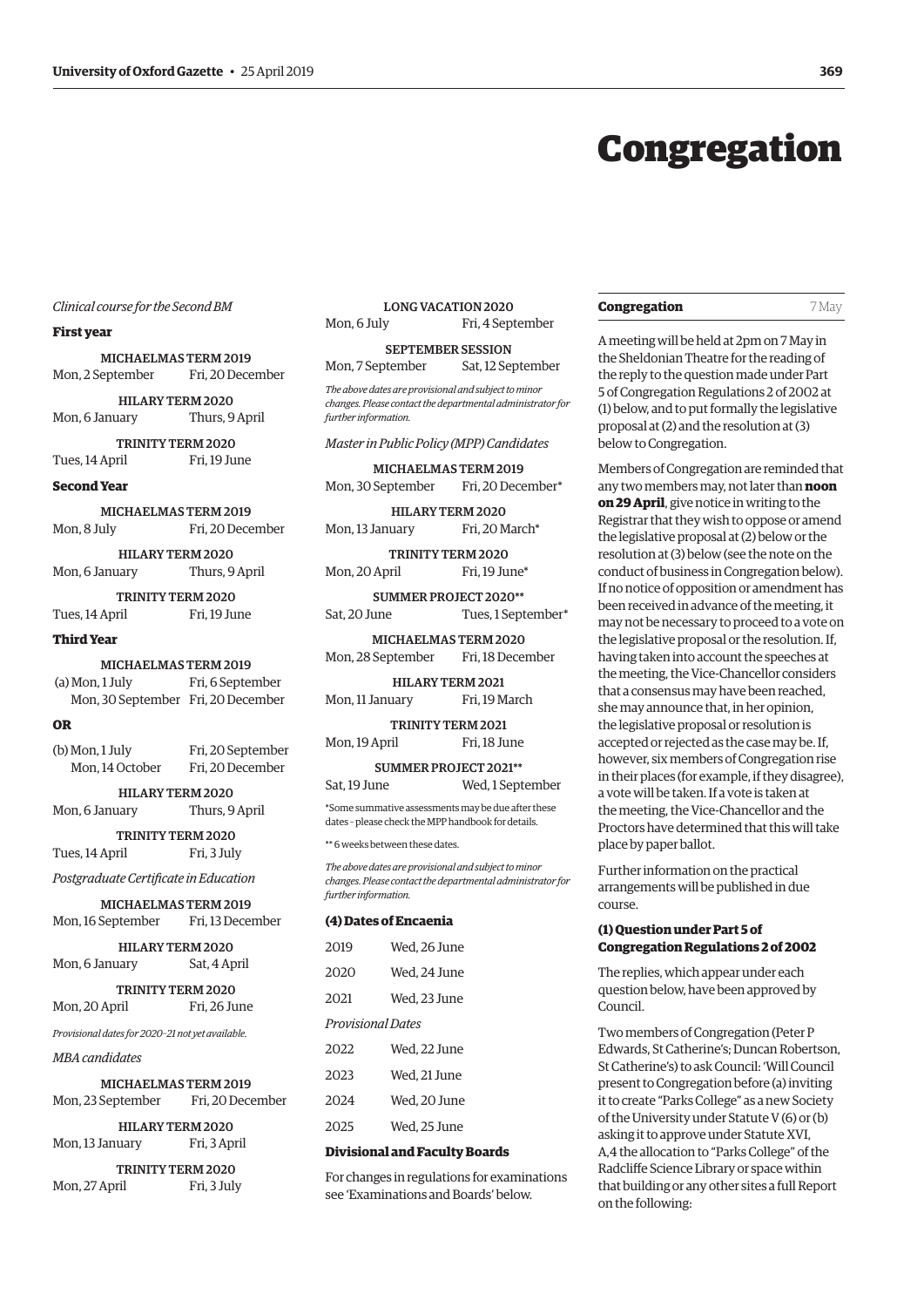# Congregation

*Clinical course for the Second BM*

**First year**

| | |
|---|---|
| MICHAELMAS TERM 2019 | |
| Mon, 2 September | Fri, 20 December |
| HILARY TERM 2020 | |
| Mon, 6 January | Thurs, 9 April |
| TRINITY TERM 2020 | |
| Tues, 14 April | Fri, 19 June |

**Second Year**

| | |
|---|---|
| MICHAELMAS TERM 2019 | |
| Mon, 8 July | Fri, 20 December |
| HILARY TERM 2020 | |
| Mon, 6 January | Thurs, 9 April |
| TRINITY TERM 2020 | |
| Tues, 14 April | Fri, 19 June |

**Third Year**

MICHAELMAS TERM 2019

| | |
|---|---|
| (a) Mon, 1 July | Fri, 6 September |
| Mon, 30 September | Fri, 20 December |

**OR**

| | |
|---|---|
| (b) Mon, 1 July | Fri, 20 September |
| Mon, 14 October | Fri, 20 December |
| HILARY TERM 2020 | |
| Mon, 6 January | Thurs, 9 April |
| TRINITY TERM 2020 | |
| Tues, 14 April | Fri, 3 July |

*Postgraduate Certificate in Education*

| | |
|---|---|
| MICHAELMAS TERM 2019 | |
| Mon, 16 September | Fri, 13 December |
| HILARY TERM 2020 | |
| Mon, 6 January | Sat, 4 April |
| TRINITY TERM 2020 | |
| Mon, 20 April | Fri, 26 June |

*Provisional dates for 2020–21 not yet available.*

*MBA candidates*

| | |
|---|---|
| MICHAELMAS TERM 2019 | |
| Mon, 23 September | Fri, 20 December |
| HILARY TERM 2020 | |
| Mon, 13 January | Fri, 3 April |
| TRINITY TERM 2020 | |
| Mon, 27 April | Fri, 3 July |
| LONG VACATION 2020 | |
| Mon, 6 July | Fri, 4 September |
| SEPTEMBER SESSION | |
| Mon, 7 September | Sat, 12 September |

*The above dates are provisional and subject to minor changes. Please contact the departmental administrator for further information.*

*Master in Public Policy (MPP) Candidates*

| | |
|---|---|
| MICHAELMAS TERM 2019 | |
| Mon, 30 September | Fri, 20 December* |
| HILARY TERM 2020 | |
| Mon, 13 January | Fri, 20 March* |
| TRINITY TERM 2020 | |
| Mon, 20 April | Fri, 19 June* |
| SUMMER PROJECT 2020** | |
| Sat, 20 June | Tues, 1 September* |
| MICHAELMAS TERM 2020 | |
| Mon, 28 September | Fri, 18 December |
| HILARY TERM 2021 | |
| Mon, 11 January | Fri, 19 March |
| TRINITY TERM 2021 | |
| Mon, 19 April | Fri, 18 June |
| SUMMER PROJECT 2021** | |
| Sat, 19 June | Wed, 1 September |

*Some summative assessments may be due after these dates – please check the MPP handbook for details.

** 6 weeks between these dates.

*The above dates are provisional and subject to minor changes. Please contact the departmental administrator for further information.*

### (4) Dates of Encaenia

| | |
|---|---|
| 2019 | Wed, 26 June |
| 2020 | Wed, 24 June |
| 2021 | Wed, 23 June |
| *Provisional Dates* | |
| 2022 | Wed, 22 June |
| 2023 | Wed, 21 June |
| 2024 | Wed, 20 June |
| 2025 | Wed, 25 June |

### Divisional and Faculty Boards

For changes in regulations for examinations see 'Examinations and Boards' below.

## Congregation — 7 May

A meeting will be held at 2pm on 7 May in the Sheldonian Theatre for the reading of the reply to the question made under Part 5 of Congregation Regulations 2 of 2002 at (1) below, and to put formally the legislative proposal at (2) and the resolution at (3) below to Congregation.

Members of Congregation are reminded that any two members may, not later than **noon on 29 April**, give notice in writing to the Registrar that they wish to oppose or amend the legislative proposal at (2) below or the resolution at (3) below (see the note on the conduct of business in Congregation below). If no notice of opposition or amendment has been received in advance of the meeting, it may not be necessary to proceed to a vote on the legislative proposal or the resolution. If, having taken into account the speeches at the meeting, the Vice-Chancellor considers that a consensus may have been reached, she may announce that, in her opinion, the legislative proposal or resolution is accepted or rejected as the case may be. If, however, six members of Congregation rise in their places (for example, if they disagree), a vote will be taken. If a vote is taken at the meeting, the Vice-Chancellor and the Proctors have determined that this will take place by paper ballot.

Further information on the practical arrangements will be published in due course.

### (1) Question under Part 5 of Congregation Regulations 2 of 2002

The replies, which appear under each question below, have been approved by Council.

Two members of Congregation (Peter P Edwards, St Catherine's; Duncan Robertson, St Catherine's) to ask Council: 'Will Council present to Congregation before (a) inviting it to create "Parks College" as a new Society of the University under Statute V (6) or (b) asking it to approve under Statute XVI, A,4 the allocation to "Parks College" of the Radcliffe Science Library or space within that building or any other sites a full Report on the following: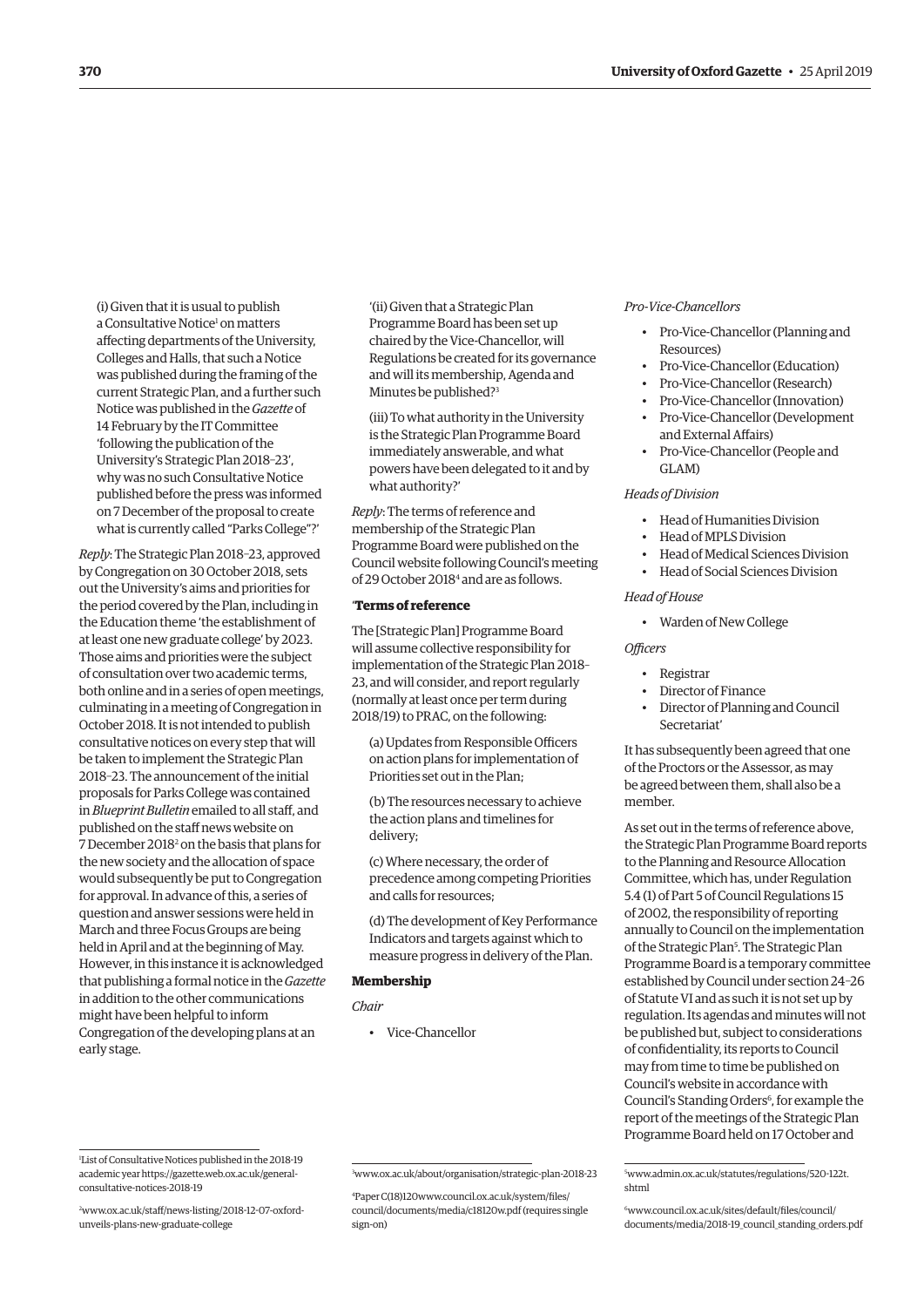(i) Given that it is usual to publish a Consultative Notice[1] on matters affecting departments of the University, Colleges and Halls, that such a Notice was published during the framing of the current Strategic Plan, and a further such Notice was published in the *Gazette* of 14 February by the IT Committee 'following the publication of the University's Strategic Plan 2018–23', why was no such Consultative Notice published before the press was informed on 7 December of the proposal to create what is currently called "Parks College"?'

*Reply*: The Strategic Plan 2018–23, approved by Congregation on 30 October 2018, sets out the University's aims and priorities for the period covered by the Plan, including in the Education theme 'the establishment of at least one new graduate college' by 2023. Those aims and priorities were the subject of consultation over two academic terms, both online and in a series of open meetings, culminating in a meeting of Congregation in October 2018. It is not intended to publish consultative notices on every step that will be taken to implement the Strategic Plan 2018–23. The announcement of the initial proposals for Parks College was contained in *Blueprint Bulletin* emailed to all staff, and published on the staff news website on 7 December 2018[2] on the basis that plans for the new society and the allocation of space would subsequently be put to Congregation for approval. In advance of this, a series of question and answer sessions were held in March and three Focus Groups are being held in April and at the beginning of May. However, in this instance it is acknowledged that publishing a formal notice in the *Gazette* in addition to the other communications might have been helpful to inform Congregation of the developing plans at an early stage.

'(ii) Given that a Strategic Plan Programme Board has been set up chaired by the Vice-Chancellor, will Regulations be created for its governance and will its membership, Agenda and Minutes be published?[3]

(iii) To what authority in the University is the Strategic Plan Programme Board immediately answerable, and what powers have been delegated to it and by what authority?'

*Reply*: The terms of reference and membership of the Strategic Plan Programme Board were published on the Council website following Council's meeting of 29 October 2018[4] and are as follows.

'**Terms of reference**

The [Strategic Plan] Programme Board will assume collective responsibility for implementation of the Strategic Plan 2018–23, and will consider, and report regularly (normally at least once per term during 2018/19) to PRAC, on the following:

(a) Updates from Responsible Officers on action plans for implementation of Priorities set out in the Plan;

(b) The resources necessary to achieve the action plans and timelines for delivery;

(c) Where necessary, the order of precedence among competing Priorities and calls for resources;

(d) The development of Key Performance Indicators and targets against which to measure progress in delivery of the Plan.

**Membership**

*Chair*

- Vice-Chancellor

*Pro-Vice-Chancellors*

- Pro-Vice-Chancellor (Planning and Resources)
- Pro-Vice-Chancellor (Education)
- Pro-Vice-Chancellor (Research)
- Pro-Vice-Chancellor (Innovation)
- Pro-Vice-Chancellor (Development and External Affairs)
- Pro-Vice-Chancellor (People and GLAM)

*Heads of Division*

- Head of Humanities Division
- Head of MPLS Division
- Head of Medical Sciences Division
- Head of Social Sciences Division

*Head of House*

- Warden of New College

*Officers*

- Registrar
- Director of Finance
- Director of Planning and Council Secretariat'

It has subsequently been agreed that one of the Proctors or the Assessor, as may be agreed between them, shall also be a member.

As set out in the terms of reference above, the Strategic Plan Programme Board reports to the Planning and Resource Allocation Committee, which has, under Regulation 5.4 (1) of Part 5 of Council Regulations 15 of 2002, the responsibility of reporting annually to Council on the implementation of the Strategic Plan[5]. The Strategic Plan Programme Board is a temporary committee established by Council under section 24–26 of Statute VI and as such it is not set up by regulation. Its agendas and minutes will not be published but, subject to considerations of confidentiality, its reports to Council may from time to time be published on Council's website in accordance with Council's Standing Orders[6], for example the report of the meetings of the Strategic Plan Programme Board held on 17 October and

[1] List of Consultative Notices published in the 2018-19 academic year https://gazette.web.ox.ac.uk/general-consultative-notices-2018-19

[2] www.ox.ac.uk/staff/news-listing/2018-12-07-oxford-unveils-plans-new-graduate-college

[3] www.ox.ac.uk/about/organisation/strategic-plan-2018-23

[4] Paper C(18)120www.council.ox.ac.uk/system/files/council/documents/media/c18120w.pdf (requires single sign-on)

[5] www.admin.ox.ac.uk/statutes/regulations/520-122t.shtml

[6] www.council.ox.ac.uk/sites/default/files/council/documents/media/2018-19_council_standing_orders.pdf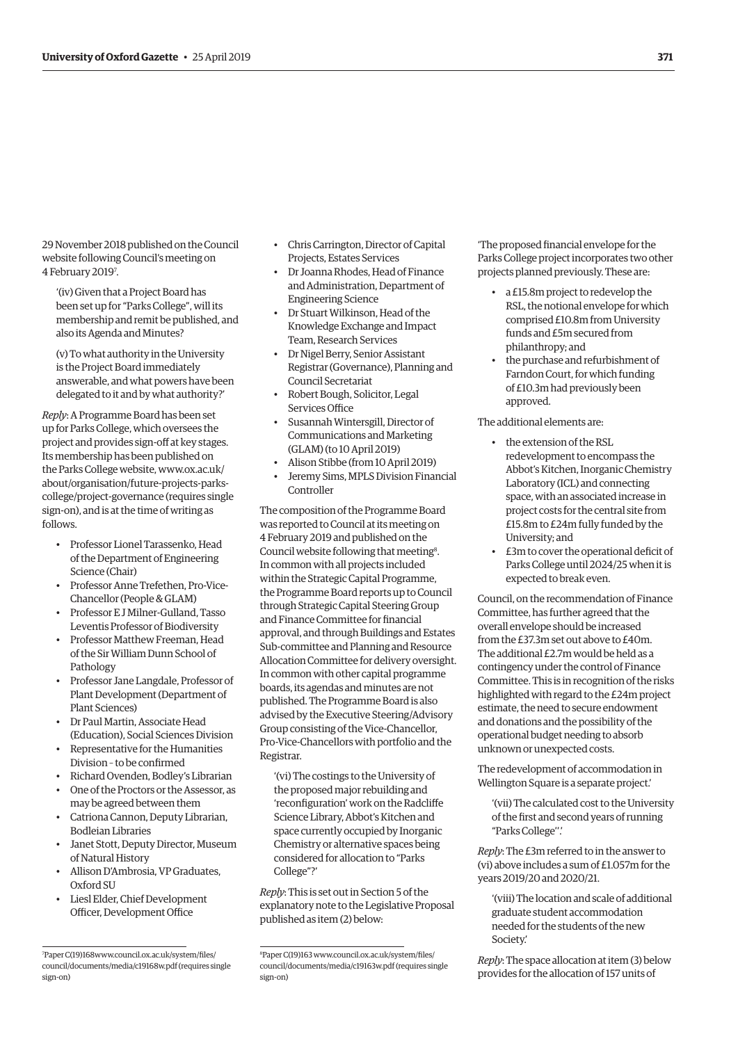29 November 2018 published on the Council website following Council's meeting on 4 February 2019[7].

> '(iv) Given that a Project Board has been set up for "Parks College", will its membership and remit be published, and also its Agenda and Minutes?
>
> (v) To what authority in the University is the Project Board immediately answerable, and what powers have been delegated to it and by what authority?'

*Reply*: A Programme Board has been set up for Parks College, which oversees the project and provides sign-off at key stages. Its membership has been published on the Parks College website, www.ox.ac.uk/about/organisation/future-projects-parks-college/project-governance (requires single sign-on), and is at the time of writing as follows.

- Professor Lionel Tarassenko, Head of the Department of Engineering Science (Chair)
- Professor Anne Trefethen, Pro-Vice-Chancellor (People & GLAM)
- Professor E J Milner-Gulland, Tasso Leventis Professor of Biodiversity
- Professor Matthew Freeman, Head of the Sir William Dunn School of Pathology
- Professor Jane Langdale, Professor of Plant Development (Department of Plant Sciences)
- Dr Paul Martin, Associate Head (Education), Social Sciences Division
- Representative for the Humanities Division – to be confirmed
- Richard Ovenden, Bodley's Librarian
- One of the Proctors or the Assessor, as may be agreed between them
- Catriona Cannon, Deputy Librarian, Bodleian Libraries
- Janet Stott, Deputy Director, Museum of Natural History
- Allison D'Ambrosia, VP Graduates, Oxford SU
- Liesl Elder, Chief Development Officer, Development Office
- Chris Carrington, Director of Capital Projects, Estates Services
- Dr Joanna Rhodes, Head of Finance and Administration, Department of Engineering Science
- Dr Stuart Wilkinson, Head of the Knowledge Exchange and Impact Team, Research Services
- Dr Nigel Berry, Senior Assistant Registrar (Governance), Planning and Council Secretariat
- Robert Bough, Solicitor, Legal Services Office
- Susannah Wintersgill, Director of Communications and Marketing (GLAM) (to 10 April 2019)
- Alison Stibbe (from 10 April 2019)
- Jeremy Sims, MPLS Division Financial Controller

The composition of the Programme Board was reported to Council at its meeting on 4 February 2019 and published on the Council website following that meeting[8]. In common with all projects included within the Strategic Capital Programme, the Programme Board reports up to Council through Strategic Capital Steering Group and Finance Committee for financial approval, and through Buildings and Estates Sub-committee and Planning and Resource Allocation Committee for delivery oversight. In common with other capital programme boards, its agendas and minutes are not published. The Programme Board is also advised by the Executive Steering/Advisory Group consisting of the Vice-Chancellor, Pro-Vice-Chancellors with portfolio and the Registrar.

> '(vi) The costings to the University of the proposed major rebuilding and 'reconfiguration' work on the Radcliffe Science Library, Abbot's Kitchen and space currently occupied by Inorganic Chemistry or alternative spaces being considered for allocation to "Parks College"?'

*Reply*: This is set out in Section 5 of the explanatory note to the Legislative Proposal published as item (2) below:

'The proposed financial envelope for the Parks College project incorporates two other projects planned previously. These are:

- a £15.8m project to redevelop the RSL, the notional envelope for which comprised £10.8m from University funds and £5m secured from philanthropy; and
- the purchase and refurbishment of Farndon Court, for which funding of £10.3m had previously been approved.

The additional elements are:

- the extension of the RSL redevelopment to encompass the Abbot's Kitchen, Inorganic Chemistry Laboratory (ICL) and connecting space, with an associated increase in project costs for the central site from £15.8m to £24m fully funded by the University; and
- £3m to cover the operational deficit of Parks College until 2024/25 when it is expected to break even.

Council, on the recommendation of Finance Committee, has further agreed that the overall envelope should be increased from the £37.3m set out above to £40m. The additional £2.7m would be held as a contingency under the control of Finance Committee. This is in recognition of the risks highlighted with regard to the £24m project estimate, the need to secure endowment and donations and the possibility of the operational budget needing to absorb unknown or unexpected costs.

The redevelopment of accommodation in Wellington Square is a separate project.'

> '(vii) The calculated cost to the University of the first and second years of running "Parks College".'

*Reply*: The £3m referred to in the answer to (vi) above includes a sum of £1.057m for the years 2019/20 and 2020/21.

> '(viii) The location and scale of additional graduate student accommodation needed for the students of the new Society.'

*Reply*: The space allocation at item (3) below provides for the allocation of 157 units of

---

[7] Paper C(19)168 www.council.ox.ac.uk/system/files/council/documents/media/c19168w.pdf (requires single sign-on)

[8] Paper C(19)163 www.council.ox.ac.uk/system/files/council/documents/media/c19163w.pdf (requires single sign-on)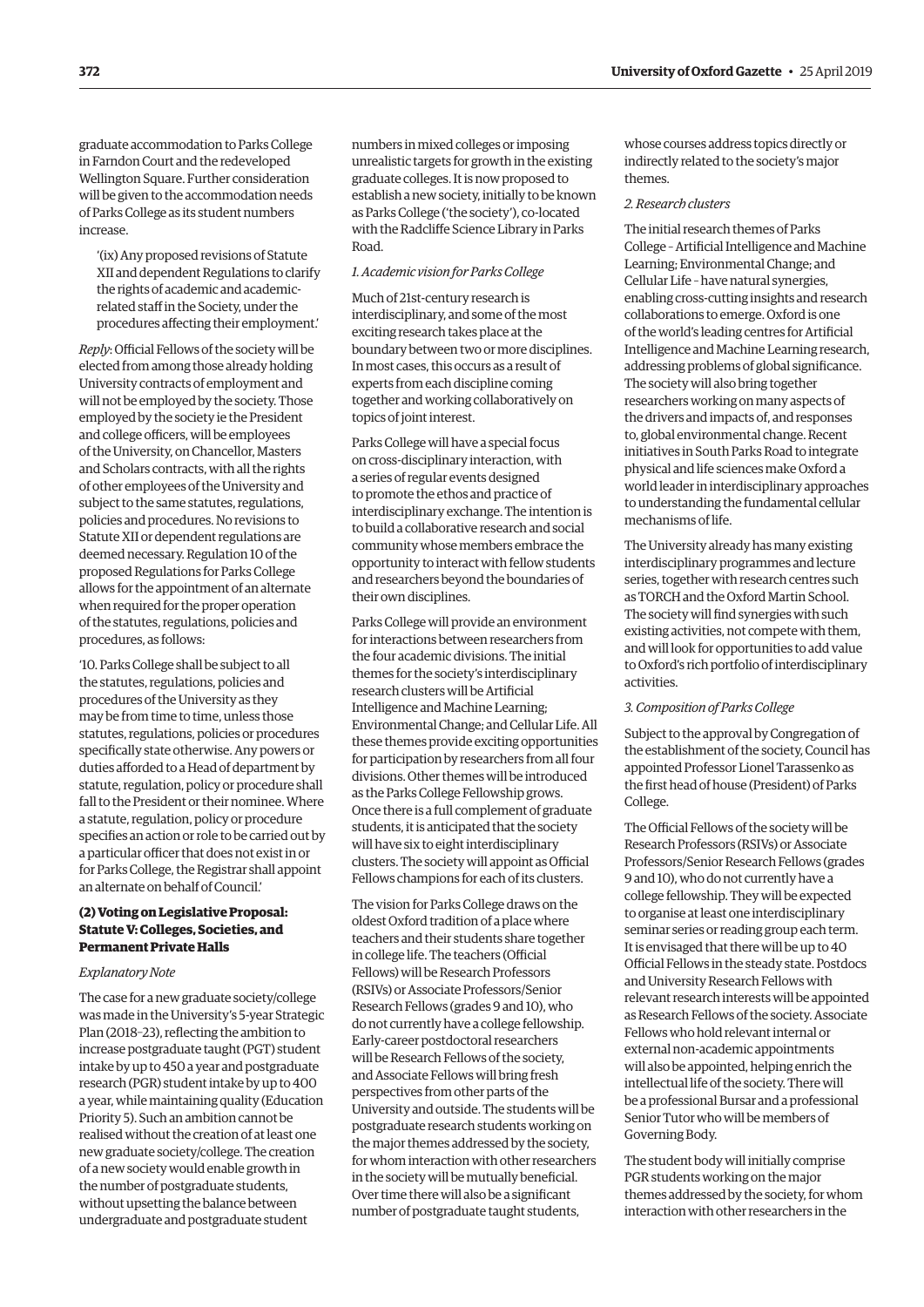graduate accommodation to Parks College in Farndon Court and the redeveloped Wellington Square. Further consideration will be given to the accommodation needs of Parks College as its student numbers increase.

'(ix) Any proposed revisions of Statute XII and dependent Regulations to clarify the rights of academic and academic-related staff in the Society, under the procedures affecting their employment.'

*Reply*: Official Fellows of the society will be elected from among those already holding University contracts of employment and will not be employed by the society. Those employed by the society ie the President and college officers, will be employees of the University, on Chancellor, Masters and Scholars contracts, with all the rights of other employees of the University and subject to the same statutes, regulations, policies and procedures. No revisions to Statute XII or dependent regulations are deemed necessary. Regulation 10 of the proposed Regulations for Parks College allows for the appointment of an alternate when required for the proper operation of the statutes, regulations, policies and procedures, as follows:

'10. Parks College shall be subject to all the statutes, regulations, policies and procedures of the University as they may be from time to time, unless those statutes, regulations, policies or procedures specifically state otherwise. Any powers or duties afforded to a Head of department by statute, regulation, policy or procedure shall fall to the President or their nominee. Where a statute, regulation, policy or procedure specifies an action or role to be carried out by a particular officer that does not exist in or for Parks College, the Registrar shall appoint an alternate on behalf of Council.'

### (2) Voting on Legislative Proposal: Statute V: Colleges, Societies, and Permanent Private Halls

*Explanatory Note*

The case for a new graduate society/college was made in the University's 5-year Strategic Plan (2018–23), reflecting the ambition to increase postgraduate taught (PGT) student intake by up to 450 a year and postgraduate research (PGR) student intake by up to 400 a year, while maintaining quality (Education Priority 5). Such an ambition cannot be realised without the creation of at least one new graduate society/college. The creation of a new society would enable growth in the number of postgraduate students, without upsetting the balance between undergraduate and postgraduate student numbers in mixed colleges or imposing unrealistic targets for growth in the existing graduate colleges. It is now proposed to establish a new society, initially to be known as Parks College ('the society'), co-located with the Radcliffe Science Library in Parks Road.

*1. Academic vision for Parks College*

Much of 21st-century research is interdisciplinary, and some of the most exciting research takes place at the boundary between two or more disciplines. In most cases, this occurs as a result of experts from each discipline coming together and working collaboratively on topics of joint interest.

Parks College will have a special focus on cross-disciplinary interaction, with a series of regular events designed to promote the ethos and practice of interdisciplinary exchange. The intention is to build a collaborative research and social community whose members embrace the opportunity to interact with fellow students and researchers beyond the boundaries of their own disciplines.

Parks College will provide an environment for interactions between researchers from the four academic divisions. The initial themes for the society's interdisciplinary research clusters will be Artificial Intelligence and Machine Learning; Environmental Change; and Cellular Life. All these themes provide exciting opportunities for participation by researchers from all four divisions. Other themes will be introduced as the Parks College Fellowship grows. Once there is a full complement of graduate students, it is anticipated that the society will have six to eight interdisciplinary clusters. The society will appoint as Official Fellows champions for each of its clusters.

The vision for Parks College draws on the oldest Oxford tradition of a place where teachers and their students share together in college life. The teachers (Official Fellows) will be Research Professors (RSIVs) or Associate Professors/Senior Research Fellows (grades 9 and 10), who do not currently have a college fellowship. Early-career postdoctoral researchers will be Research Fellows of the society, and Associate Fellows will bring fresh perspectives from other parts of the University and outside. The students will be postgraduate research students working on the major themes addressed by the society, for whom interaction with other researchers in the society will be mutually beneficial. Over time there will also be a significant number of postgraduate taught students, whose courses address topics directly or indirectly related to the society's major themes.

*2. Research clusters*

The initial research themes of Parks College – Artificial Intelligence and Machine Learning; Environmental Change; and Cellular Life – have natural synergies, enabling cross-cutting insights and research collaborations to emerge. Oxford is one of the world's leading centres for Artificial Intelligence and Machine Learning research, addressing problems of global significance. The society will also bring together researchers working on many aspects of the drivers and impacts of, and responses to, global environmental change. Recent initiatives in South Parks Road to integrate physical and life sciences make Oxford a world leader in interdisciplinary approaches to understanding the fundamental cellular mechanisms of life.

The University already has many existing interdisciplinary programmes and lecture series, together with research centres such as TORCH and the Oxford Martin School. The society will find synergies with such existing activities, not compete with them, and will look for opportunities to add value to Oxford's rich portfolio of interdisciplinary activities.

*3. Composition of Parks College*

Subject to the approval by Congregation of the establishment of the society, Council has appointed Professor Lionel Tarassenko as the first head of house (President) of Parks College.

The Official Fellows of the society will be Research Professors (RSIVs) or Associate Professors/Senior Research Fellows (grades 9 and 10), who do not currently have a college fellowship. They will be expected to organise at least one interdisciplinary seminar series or reading group each term. It is envisaged that there will be up to 40 Official Fellows in the steady state. Postdocs and University Research Fellows with relevant research interests will be appointed as Research Fellows of the society. Associate Fellows who hold relevant internal or external non-academic appointments will also be appointed, helping enrich the intellectual life of the society. There will be a professional Bursar and a professional Senior Tutor who will be members of Governing Body.

The student body will initially comprise PGR students working on the major themes addressed by the society, for whom interaction with other researchers in the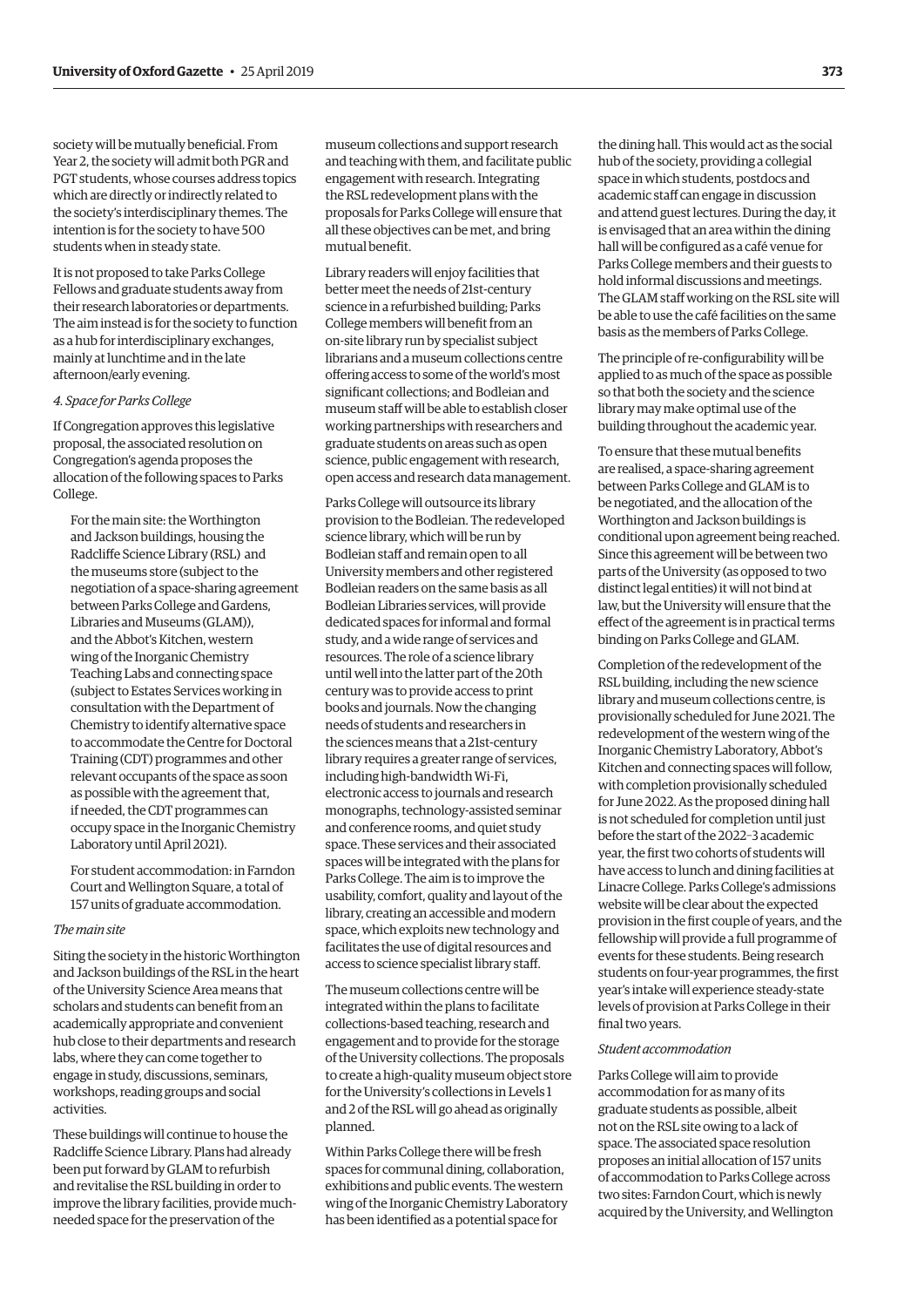society will be mutually beneficial. From Year 2, the society will admit both PGR and PGT students, whose courses address topics which are directly or indirectly related to the society's interdisciplinary themes. The intention is for the society to have 500 students when in steady state.

It is not proposed to take Parks College Fellows and graduate students away from their research laboratories or departments. The aim instead is for the society to function as a hub for interdisciplinary exchanges, mainly at lunchtime and in the late afternoon/early evening.

*4. Space for Parks College*

If Congregation approves this legislative proposal, the associated resolution on Congregation's agenda proposes the allocation of the following spaces to Parks College.

> For the main site: the Worthington and Jackson buildings, housing the Radcliffe Science Library (RSL) and the museums store (subject to the negotiation of a space-sharing agreement between Parks College and Gardens, Libraries and Museums (GLAM)), and the Abbot's Kitchen, western wing of the Inorganic Chemistry Teaching Labs and connecting space (subject to Estates Services working in consultation with the Department of Chemistry to identify alternative space to accommodate the Centre for Doctoral Training (CDT) programmes and other relevant occupants of the space as soon as possible with the agreement that, if needed, the CDT programmes can occupy space in the Inorganic Chemistry Laboratory until April 2021).
>
> For student accommodation: in Farndon Court and Wellington Square, a total of 157 units of graduate accommodation.

*The main site*

Siting the society in the historic Worthington and Jackson buildings of the RSL in the heart of the University Science Area means that scholars and students can benefit from an academically appropriate and convenient hub close to their departments and research labs, where they can come together to engage in study, discussions, seminars, workshops, reading groups and social activities.

These buildings will continue to house the Radcliffe Science Library. Plans had already been put forward by GLAM to refurbish and revitalise the RSL building in order to improve the library facilities, provide much-needed space for the preservation of the museum collections and support research and teaching with them, and facilitate public engagement with research. Integrating the RSL redevelopment plans with the proposals for Parks College will ensure that all these objectives can be met, and bring mutual benefit.

Library readers will enjoy facilities that better meet the needs of 21st-century science in a refurbished building; Parks College members will benefit from an on-site library run by specialist subject librarians and a museum collections centre offering access to some of the world's most significant collections; and Bodleian and museum staff will be able to establish closer working partnerships with researchers and graduate students on areas such as open science, public engagement with research, open access and research data management.

Parks College will outsource its library provision to the Bodleian. The redeveloped science library, which will be run by Bodleian staff and remain open to all University members and other registered Bodleian readers on the same basis as all Bodleian Libraries services, will provide dedicated spaces for informal and formal study, and a wide range of services and resources. The role of a science library until well into the latter part of the 20th century was to provide access to print books and journals. Now the changing needs of students and researchers in the sciences means that a 21st-century library requires a greater range of services, including high-bandwidth Wi-Fi, electronic access to journals and research monographs, technology-assisted seminar and conference rooms, and quiet study space. These services and their associated spaces will be integrated with the plans for Parks College. The aim is to improve the usability, comfort, quality and layout of the library, creating an accessible and modern space, which exploits new technology and facilitates the use of digital resources and access to science specialist library staff.

The museum collections centre will be integrated within the plans to facilitate collections-based teaching, research and engagement and to provide for the storage of the University collections. The proposals to create a high-quality museum object store for the University's collections in Levels 1 and 2 of the RSL will go ahead as originally planned.

Within Parks College there will be fresh spaces for communal dining, collaboration, exhibitions and public events. The western wing of the Inorganic Chemistry Laboratory has been identified as a potential space for the dining hall. This would act as the social hub of the society, providing a collegial space in which students, postdocs and academic staff can engage in discussion and attend guest lectures. During the day, it is envisaged that an area within the dining hall will be configured as a café venue for Parks College members and their guests to hold informal discussions and meetings. The GLAM staff working on the RSL site will be able to use the café facilities on the same basis as the members of Parks College.

The principle of re-configurability will be applied to as much of the space as possible so that both the society and the science library may make optimal use of the building throughout the academic year.

To ensure that these mutual benefits are realised, a space-sharing agreement between Parks College and GLAM is to be negotiated, and the allocation of the Worthington and Jackson buildings is conditional upon agreement being reached. Since this agreement will be between two parts of the University (as opposed to two distinct legal entities) it will not bind at law, but the University will ensure that the effect of the agreement is in practical terms binding on Parks College and GLAM.

Completion of the redevelopment of the RSL building, including the new science library and museum collections centre, is provisionally scheduled for June 2021. The redevelopment of the western wing of the Inorganic Chemistry Laboratory, Abbot's Kitchen and connecting spaces will follow, with completion provisionally scheduled for June 2022. As the proposed dining hall is not scheduled for completion until just before the start of the 2022–3 academic year, the first two cohorts of students will have access to lunch and dining facilities at Linacre College. Parks College's admissions website will be clear about the expected provision in the first couple of years, and the fellowship will provide a full programme of events for these students. Being research students on four-year programmes, the first year's intake will experience steady-state levels of provision at Parks College in their final two years.

*Student accommodation*

Parks College will aim to provide accommodation for as many of its graduate students as possible, albeit not on the RSL site owing to a lack of space. The associated space resolution proposes an initial allocation of 157 units of accommodation to Parks College across two sites: Farndon Court, which is newly acquired by the University, and Wellington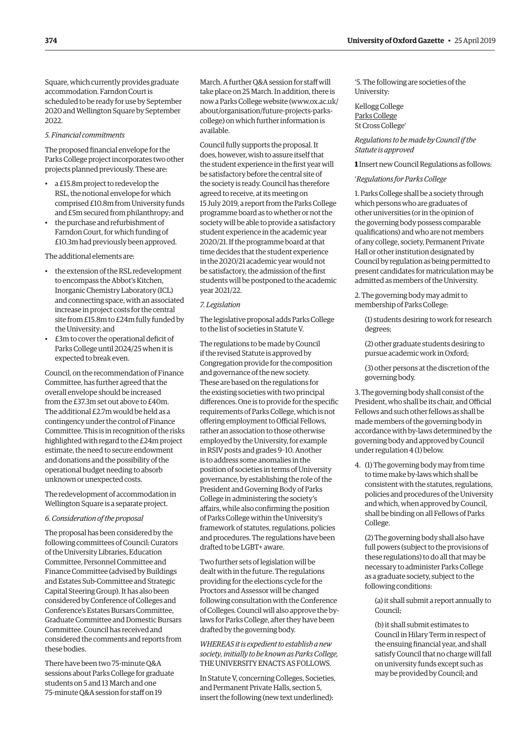Square, which currently provides graduate accommodation. Farndon Court is scheduled to be ready for use by September 2020 and Wellington Square by September 2022.

*5. Financial commitments*

The proposed financial envelope for the Parks College project incorporates two other projects planned previously. These are:

- a £15.8m project to redevelop the RSL, the notional envelope for which comprised £10.8m from University funds and £5m secured from philanthropy; and
- the purchase and refurbishment of Farndon Court, for which funding of £10.3m had previously been approved.

The additional elements are:

- the extension of the RSL redevelopment to encompass the Abbot's Kitchen, Inorganic Chemistry Laboratory (ICL) and connecting space, with an associated increase in project costs for the central site from £15.8m to £24m fully funded by the University; and
- £3m to cover the operational deficit of Parks College until 2024/25 when it is expected to break even.

Council, on the recommendation of Finance Committee, has further agreed that the overall envelope should be increased from the £37.3m set out above to £40m. The additional £2.7m would be held as a contingency under the control of Finance Committee. This is in recognition of the risks highlighted with regard to the £24m project estimate, the need to secure endowment and donations and the possibility of the operational budget needing to absorb unknown or unexpected costs.

The redevelopment of accommodation in Wellington Square is a separate project.

*6. Consideration of the proposal*

The proposal has been considered by the following committees of Council: Curators of the University Libraries, Education Committee, Personnel Committee and Finance Committee (advised by Buildings and Estates Sub-Committee and Strategic Capital Steering Group). It has also been considered by Conference of Colleges and Conference's Estates Bursars Committee, Graduate Committee and Domestic Bursars Committee. Council has received and considered the comments and reports from these bodies.

There have been two 75-minute Q&A sessions about Parks College for graduate students on 5 and 13 March and one 75-minute Q&A session for staff on 19 March. A further Q&A session for staff will take place on 25 March. In addition, there is now a Parks College website (www.ox.ac.uk/about/organisation/future-projects-parks-college) on which further information is available.

Council fully supports the proposal. It does, however, wish to assure itself that the student experience in the first year will be satisfactory before the central site of the society is ready. Council has therefore agreed to receive, at its meeting on 15 July 2019, a report from the Parks College programme board as to whether or not the society will be able to provide a satisfactory student experience in the academic year 2020/21. If the programme board at that time decides that the student experience in the 2020/21 academic year would not be satisfactory, the admission of the first students will be postponed to the academic year 2021/22.

*7. Legislation*

The legislative proposal adds Parks College to the list of societies in Statute V.

The regulations to be made by Council if the revised Statute is approved by Congregation provide for the composition and governance of the new society. These are based on the regulations for the existing societies with two principal differences. One is to provide for the specific requirements of Parks College, which is not offering employment to Official Fellows, rather an association to those otherwise employed by the University, for example in RSIV posts and grades 9–10. Another is to address some anomalies in the position of societies in terms of University governance, by establishing the role of the President and Governing Body of Parks College in administering the society's affairs, while also confirming the position of Parks College within the University's framework of statutes, regulations, policies and procedures. The regulations have been drafted to be LGBT+ aware.

Two further sets of legislation will be dealt with in the future. The regulations providing for the elections cycle for the Proctors and Assessor will be changed following consultation with the Conference of Colleges. Council will also approve the by-laws for Parks College, after they have been drafted by the governing body.

*WHEREAS it is expedient to establish a new society, initially to be known as Parks College,* THE UNIVERSITY ENACTS AS FOLLOWS.

In Statute V, concerning Colleges, Societies, and Permanent Private Halls, section 5, insert the following (new text underlined):

'5. The following are societies of the University:

Kellogg College
<u>Parks College</u>
St Cross College'

*Regulations to be made by Council if the Statute is approved*

**1** Insert new Council Regulations as follows:

'*Regulations for Parks College*

1. Parks College shall be a society through which persons who are graduates of other universities (or in the opinion of the governing body possess comparable qualifications) and who are not members of any college, society, Permanent Private Hall or other institution designated by Council by regulation as being permitted to present candidates for matriculation may be admitted as members of the University.

2. The governing body may admit to membership of Parks College:

(1) students desiring to work for research degrees;

(2) other graduate students desiring to pursue academic work in Oxford;

(3) other persons at the discretion of the governing body.

3. The governing body shall consist of the President, who shall be its chair, and Official Fellows and such other fellows as shall be made members of the governing body in accordance with by-laws determined by the governing body and approved by Council under regulation 4 (1) below.

4. (1) The governing body may from time to time make by-laws which shall be consistent with the statutes, regulations, policies and procedures of the University and which, when approved by Council, shall be binding on all Fellows of Parks College.

(2) The governing body shall also have full powers (subject to the provisions of these regulations) to do all that may be necessary to administer Parks College as a graduate society, subject to the following conditions:

(a) it shall submit a report annually to Council;

(b) it shall submit estimates to Council in Hilary Term in respect of the ensuing financial year, and shall satisfy Council that no charge will fall on university funds except such as may be provided by Council; and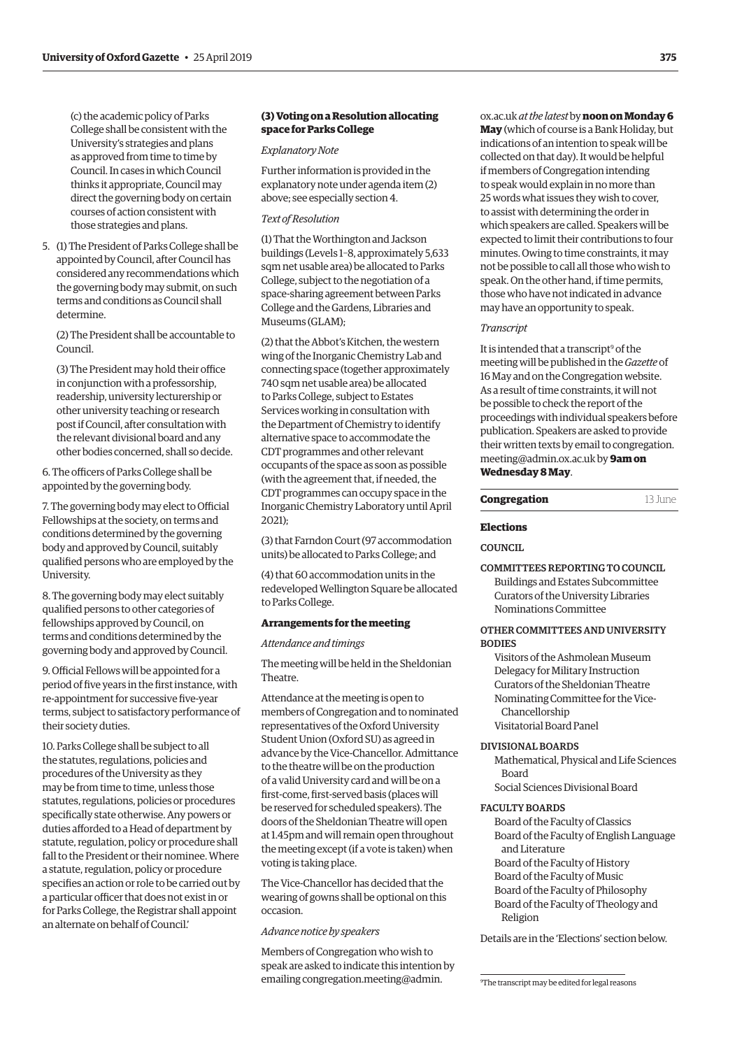(c) the academic policy of Parks College shall be consistent with the University's strategies and plans as approved from time to time by Council. In cases in which Council thinks it appropriate, Council may direct the governing body on certain courses of action consistent with those strategies and plans.

5. (1) The President of Parks College shall be appointed by Council, after Council has considered any recommendations which the governing body may submit, on such terms and conditions as Council shall determine.

(2) The President shall be accountable to Council.

(3) The President may hold their office in conjunction with a professorship, readership, university lecturership or other university teaching or research post if Council, after consultation with the relevant divisional board and any other bodies concerned, shall so decide.

6. The officers of Parks College shall be appointed by the governing body.

7. The governing body may elect to Official Fellowships at the society, on terms and conditions determined by the governing body and approved by Council, suitably qualified persons who are employed by the University.

8. The governing body may elect suitably qualified persons to other categories of fellowships approved by Council, on terms and conditions determined by the governing body and approved by Council.

9. Official Fellows will be appointed for a period of five years in the first instance, with re-appointment for successive five-year terms, subject to satisfactory performance of their society duties.

10. Parks College shall be subject to all the statutes, regulations, policies and procedures of the University as they may be from time to time, unless those statutes, regulations, policies or procedures specifically state otherwise. Any powers or duties afforded to a Head of department by statute, regulation, policy or procedure shall fall to the President or their nominee. Where a statute, regulation, policy or procedure specifies an action or role to be carried out by a particular officer that does not exist in or for Parks College, the Registrar shall appoint an alternate on behalf of Council.'

### (3) Voting on a Resolution allocating space for Parks College

*Explanatory Note*

Further information is provided in the explanatory note under agenda item (2) above; see especially section 4.

*Text of Resolution*

(1) That the Worthington and Jackson buildings (Levels 1–8, approximately 5,633 sqm net usable area) be allocated to Parks College, subject to the negotiation of a space-sharing agreement between Parks College and the Gardens, Libraries and Museums (GLAM);

(2) that the Abbot's Kitchen, the western wing of the Inorganic Chemistry Lab and connecting space (together approximately 740 sqm net usable area) be allocated to Parks College, subject to Estates Services working in consultation with the Department of Chemistry to identify alternative space to accommodate the CDT programmes and other relevant occupants of the space as soon as possible (with the agreement that, if needed, the CDT programmes can occupy space in the Inorganic Chemistry Laboratory until April 2021);

(3) that Farndon Court (97 accommodation units) be allocated to Parks College; and

(4) that 60 accommodation units in the redeveloped Wellington Square be allocated to Parks College.

### Arrangements for the meeting

*Attendance and timings*

The meeting will be held in the Sheldonian Theatre.

Attendance at the meeting is open to members of Congregation and to nominated representatives of the Oxford University Student Union (Oxford SU) as agreed in advance by the Vice-Chancellor. Admittance to the theatre will be on the production of a valid University card and will be on a first-come, first-served basis (places will be reserved for scheduled speakers). The doors of the Sheldonian Theatre will open at 1.45pm and will remain open throughout the meeting except (if a vote is taken) when voting is taking place.

The Vice-Chancellor has decided that the wearing of gowns shall be optional on this occasion.

*Advance notice by speakers*

Members of Congregation who wish to speak are asked to indicate this intention by emailing congregation.meeting@admin.ox.ac.uk *at the latest* by **noon on Monday 6 May** (which of course is a Bank Holiday, but indications of an intention to speak will be collected on that day). It would be helpful if members of Congregation intending to speak would explain in no more than 25 words what issues they wish to cover, to assist with determining the order in which speakers are called. Speakers will be expected to limit their contributions to four minutes. Owing to time constraints, it may not be possible to call all those who wish to speak. On the other hand, if time permits, those who have not indicated in advance may have an opportunity to speak.

*Transcript*

It is intended that a transcript[9] of the meeting will be published in the *Gazette* of 16 May and on the Congregation website. As a result of time constraints, it will not be possible to check the report of the proceedings with individual speakers before publication. Speakers are asked to provide their written texts by email to congregation.meeting@admin.ox.ac.uk by **9am on Wednesday 8 May**.

## Congregation — 13 June

### Elections

COUNCIL

COMMITTEES REPORTING TO COUNCIL
- Buildings and Estates Subcommittee
- Curators of the University Libraries
- Nominations Committee

OTHER COMMITTEES AND UNIVERSITY BODIES
- Visitors of the Ashmolean Museum
- Delegacy for Military Instruction
- Curators of the Sheldonian Theatre
- Nominating Committee for the Vice-Chancellorship
- Visitatorial Board Panel

DIVISIONAL BOARDS
- Mathematical, Physical and Life Sciences Board
- Social Sciences Divisional Board

FACULTY BOARDS
- Board of the Faculty of Classics
- Board of the Faculty of English Language and Literature
- Board of the Faculty of History
- Board of the Faculty of Music
- Board of the Faculty of Philosophy
- Board of the Faculty of Theology and Religion

Details are in the 'Elections' section below.

---

[9] The transcript may be edited for legal reasons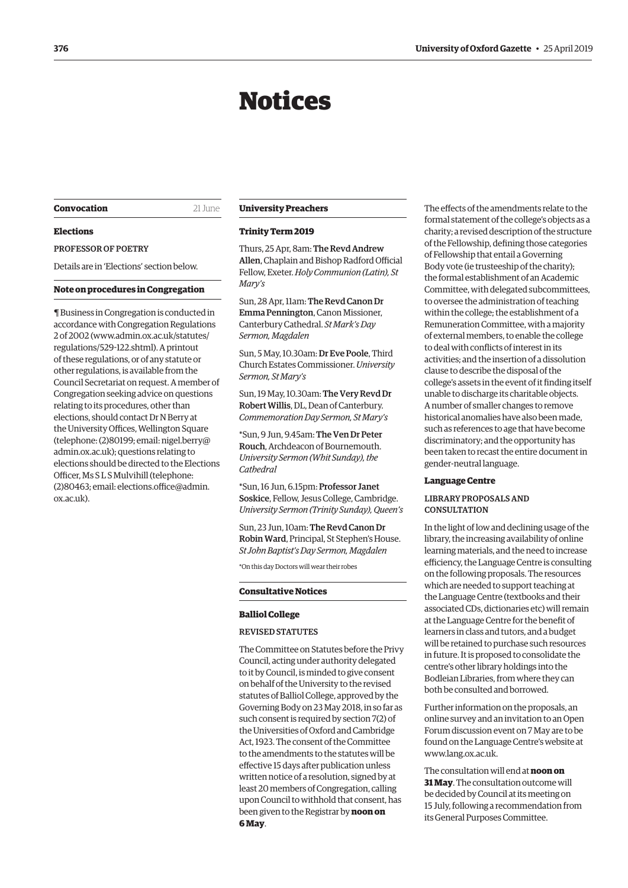# Notices

## Convocation

21 June

### Elections

PROFESSOR OF POETRY

Details are in 'Elections' section below.

### Note on procedures in Congregation

¶ Business in Congregation is conducted in accordance with Congregation Regulations 2 of 2002 (www.admin.ox.ac.uk/statutes/regulations/529-122.shtml). A printout of these regulations, or of any statute or other regulations, is available from the Council Secretariat on request. A member of Congregation seeking advice on questions relating to its procedures, other than elections, should contact Dr N Berry at the University Offices, Wellington Square (telephone: (2)80199; email: nigel.berry@admin.ox.ac.uk); questions relating to elections should be directed to the Elections Officer, Ms S L S Mulvihill (telephone: (2)80463; email: elections.office@admin.ox.ac.uk).

## University Preachers

### Trinity Term 2019

Thurs, 25 Apr, 8am: **The Revd Andrew Allen**, Chaplain and Bishop Radford Official Fellow, Exeter. *Holy Communion (Latin), St Mary's*

Sun, 28 Apr, 11am: **The Revd Canon Dr Emma Pennington**, Canon Missioner, Canterbury Cathedral. *St Mark's Day Sermon, Magdalen*

Sun, 5 May, 10.30am: **Dr Eve Poole**, Third Church Estates Commissioner. *University Sermon, St Mary's*

Sun, 19 May, 10.30am: **The Very Revd Dr Robert Willis**, DL, Dean of Canterbury. *Commemoration Day Sermon, St Mary's*

*Sun, 9 Jun, 9.45am: **The Ven Dr Peter Rouch**, Archdeacon of Bournemouth. *University Sermon (Whit Sunday), the Cathedral*

*Sun, 16 Jun, 6.15pm: **Professor Janet Soskice**, Fellow, Jesus College, Cambridge. *University Sermon (Trinity Sunday), Queen's*

Sun, 23 Jun, 10am: **The Revd Canon Dr Robin Ward**, Principal, St Stephen's House. *St John Baptist's Day Sermon, Magdalen*

*On this day Doctors will wear their robes

## Consultative Notices

### Balliol College

REVISED STATUTES

The Committee on Statutes before the Privy Council, acting under authority delegated to it by Council, is minded to give consent on behalf of the University to the revised statutes of Balliol College, approved by the Governing Body on 23 May 2018, in so far as such consent is required by section 7(2) of the Universities of Oxford and Cambridge Act, 1923. The consent of the Committee to the amendments to the statutes will be effective 15 days after publication unless written notice of a resolution, signed by at least 20 members of Congregation, calling upon Council to withhold that consent, has been given to the Registrar by **noon on 6 May**.

The effects of the amendments relate to the formal statement of the college's objects as a charity; a revised description of the structure of the Fellowship, defining those categories of Fellowship that entail a Governing Body vote (ie trusteeship of the charity); the formal establishment of an Academic Committee, with delegated subcommittees, to oversee the administration of teaching within the college; the establishment of a Remuneration Committee, with a majority of external members, to enable the college to deal with conflicts of interest in its activities; and the insertion of a dissolution clause to describe the disposal of the college's assets in the event of it finding itself unable to discharge its charitable objects. A number of smaller changes to remove historical anomalies have also been made, such as references to age that have become discriminatory; and the opportunity has been taken to recast the entire document in gender-neutral language.

### Language Centre

LIBRARY PROPOSALS AND CONSULTATION

In the light of low and declining usage of the library, the increasing availability of online learning materials, and the need to increase efficiency, the Language Centre is consulting on the following proposals. The resources which are needed to support teaching at the Language Centre (textbooks and their associated CDs, dictionaries etc) will remain at the Language Centre for the benefit of learners in class and tutors, and a budget will be retained to purchase such resources in future. It is proposed to consolidate the centre's other library holdings into the Bodleian Libraries, from where they can both be consulted and borrowed.

Further information on the proposals, an online survey and an invitation to an Open Forum discussion event on 7 May are to be found on the Language Centre's website at www.lang.ox.ac.uk.

The consultation will end at **noon on 31 May**. The consultation outcome will be decided by Council at its meeting on 15 July, following a recommendation from its General Purposes Committee.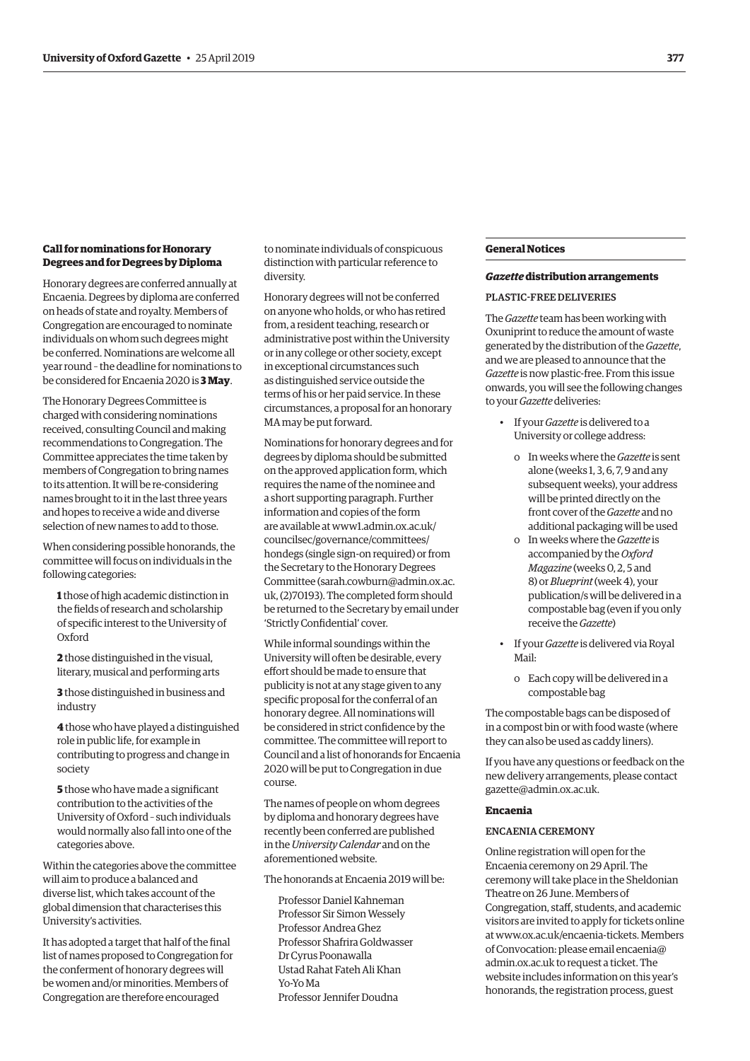### Call for nominations for Honorary Degrees and for Degrees by Diploma

Honorary degrees are conferred annually at Encaenia. Degrees by diploma are conferred on heads of state and royalty. Members of Congregation are encouraged to nominate individuals on whom such degrees might be conferred. Nominations are welcome all year round – the deadline for nominations to be considered for Encaenia 2020 is **3 May**.

The Honorary Degrees Committee is charged with considering nominations received, consulting Council and making recommendations to Congregation. The Committee appreciates the time taken by members of Congregation to bring names to its attention. It will be re-considering names brought to it in the last three years and hopes to receive a wide and diverse selection of new names to add to those.

When considering possible honorands, the committee will focus on individuals in the following categories:

**1** those of high academic distinction in the fields of research and scholarship of specific interest to the University of Oxford

**2** those distinguished in the visual, literary, musical and performing arts

**3** those distinguished in business and industry

**4** those who have played a distinguished role in public life, for example in contributing to progress and change in society

**5** those who have made a significant contribution to the activities of the University of Oxford – such individuals would normally also fall into one of the categories above.

Within the categories above the committee will aim to produce a balanced and diverse list, which takes account of the global dimension that characterises this University's activities.

It has adopted a target that half of the final list of names proposed to Congregation for the conferment of honorary degrees will be women and/or minorities. Members of Congregation are therefore encouraged to nominate individuals of conspicuous distinction with particular reference to diversity.

Honorary degrees will not be conferred on anyone who holds, or who has retired from, a resident teaching, research or administrative post within the University or in any college or other society, except in exceptional circumstances such as distinguished service outside the terms of his or her paid service. In these circumstances, a proposal for an honorary MA may be put forward.

Nominations for honorary degrees and for degrees by diploma should be submitted on the approved application form, which requires the name of the nominee and a short supporting paragraph. Further information and copies of the form are available at www1.admin.ox.ac.uk/councilsec/governance/committees/hondegs (single sign-on required) or from the Secretary to the Honorary Degrees Committee (sarah.cowburn@admin.ox.ac.uk, (2)70193). The completed form should be returned to the Secretary by email under 'Strictly Confidential' cover.

While informal soundings within the University will often be desirable, every effort should be made to ensure that publicity is not at any stage given to any specific proposal for the conferral of an honorary degree. All nominations will be considered in strict confidence by the committee. The committee will report to Council and a list of honorands for Encaenia 2020 will be put to Congregation in due course.

The names of people on whom degrees by diploma and honorary degrees have recently been conferred are published in the *University Calendar* and on the aforementioned website.

The honorands at Encaenia 2019 will be:

Professor Daniel Kahneman
Professor Sir Simon Wessely
Professor Andrea Ghez
Professor Shafrira Goldwasser
Dr Cyrus Poonawalla
Ustad Rahat Fateh Ali Khan
Yo-Yo Ma
Professor Jennifer Doudna

## General Notices

### *Gazette* distribution arrangements

PLASTIC-FREE DELIVERIES

The *Gazette* team has been working with Oxuniprint to reduce the amount of waste generated by the distribution of the *Gazette*, and we are pleased to announce that the *Gazette* is now plastic-free. From this issue onwards, you will see the following changes to your *Gazette* deliveries:

- If your *Gazette* is delivered to a University or college address:
  - In weeks where the *Gazette* is sent alone (weeks 1, 3, 6, 7, 9 and any subsequent weeks), your address will be printed directly on the front cover of the *Gazette* and no additional packaging will be used
  - In weeks where the *Gazette* is accompanied by the *Oxford Magazine* (weeks 0, 2, 5 and 8) or *Blueprint* (week 4), your publication/s will be delivered in a compostable bag (even if you only receive the *Gazette*)
- If your *Gazette* is delivered via Royal Mail:
  - Each copy will be delivered in a compostable bag

The compostable bags can be disposed of in a compost bin or with food waste (where they can also be used as caddy liners).

If you have any questions or feedback on the new delivery arrangements, please contact gazette@admin.ox.ac.uk.

### Encaenia

ENCAENIA CEREMONY

Online registration will open for the Encaenia ceremony on 29 April. The ceremony will take place in the Sheldonian Theatre on 26 June. Members of Congregation, staff, students, and academic visitors are invited to apply for tickets online at www.ox.ac.uk/encaenia-tickets. Members of Convocation: please email encaenia@admin.ox.ac.uk to request a ticket. The website includes information on this year's honorands, the registration process, guest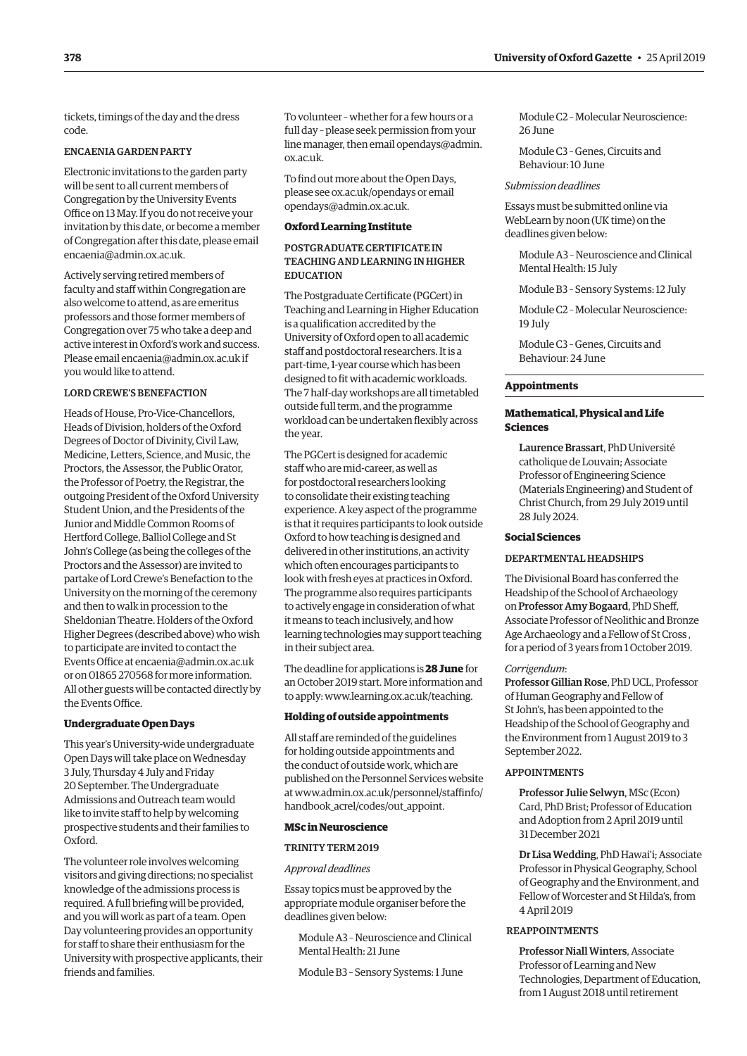tickets, timings of the day and the dress code.

#### ENCAENIA GARDEN PARTY

Electronic invitations to the garden party will be sent to all current members of Congregation by the University Events Office on 13 May. If you do not receive your invitation by this date, or become a member of Congregation after this date, please email encaenia@admin.ox.ac.uk.

Actively serving retired members of faculty and staff within Congregation are also welcome to attend, as are emeritus professors and those former members of Congregation over 75 who take a deep and active interest in Oxford's work and success. Please email encaenia@admin.ox.ac.uk if you would like to attend.

#### LORD CREWE'S BENEFACTION

Heads of House, Pro-Vice-Chancellors, Heads of Division, holders of the Oxford Degrees of Doctor of Divinity, Civil Law, Medicine, Letters, Science, and Music, the Proctors, the Assessor, the Public Orator, the Professor of Poetry, the Registrar, the outgoing President of the Oxford University Student Union, and the Presidents of the Junior and Middle Common Rooms of Hertford College, Balliol College and St John's College (as being the colleges of the Proctors and the Assessor) are invited to partake of Lord Crewe's Benefaction to the University on the morning of the ceremony and then to walk in procession to the Sheldonian Theatre. Holders of the Oxford Higher Degrees (described above) who wish to participate are invited to contact the Events Office at encaenia@admin.ox.ac.uk or on 01865 270568 for more information. All other guests will be contacted directly by the Events Office.

### Undergraduate Open Days

This year's University-wide undergraduate Open Days will take place on Wednesday 3 July, Thursday 4 July and Friday 20 September. The Undergraduate Admissions and Outreach team would like to invite staff to help by welcoming prospective students and their families to Oxford.

The volunteer role involves welcoming visitors and giving directions; no specialist knowledge of the admissions process is required. A full briefing will be provided, and you will work as part of a team. Open Day volunteering provides an opportunity for staff to share their enthusiasm for the University with prospective applicants, their friends and families.

To volunteer – whether for a few hours or a full day – please seek permission from your line manager, then email opendays@admin.ox.ac.uk.

To find out more about the Open Days, please see ox.ac.uk/opendays or email opendays@admin.ox.ac.uk.

### Oxford Learning Institute

#### POSTGRADUATE CERTIFICATE IN TEACHING AND LEARNING IN HIGHER EDUCATION

The Postgraduate Certificate (PGCert) in Teaching and Learning in Higher Education is a qualification accredited by the University of Oxford open to all academic staff and postdoctoral researchers. It is a part-time, 1-year course which has been designed to fit with academic workloads. The 7 half-day workshops are all timetabled outside full term, and the programme workload can be undertaken flexibly across the year.

The PGCert is designed for academic staff who are mid-career, as well as for postdoctoral researchers looking to consolidate their existing teaching experience. A key aspect of the programme is that it requires participants to look outside Oxford to how teaching is designed and delivered in other institutions, an activity which often encourages participants to look with fresh eyes at practices in Oxford. The programme also requires participants to actively engage in consideration of what it means to teach inclusively, and how learning technologies may support teaching in their subject area.

The deadline for applications is **28 June** for an October 2019 start. More information and to apply: www.learning.ox.ac.uk/teaching.

### Holding of outside appointments

All staff are reminded of the guidelines for holding outside appointments and the conduct of outside work, which are published on the Personnel Services website at www.admin.ox.ac.uk/personnel/staffinfo/handbook_acrel/codes/out_appoint.

### MSc in Neuroscience

#### TRINITY TERM 2019

*Approval deadlines*

Essay topics must be approved by the appropriate module organiser before the deadlines given below:

Module A3 – Neuroscience and Clinical Mental Health: 21 June

Module B3 – Sensory Systems: 1 June

Module C2 – Molecular Neuroscience: 26 June

Module C3 – Genes, Circuits and Behaviour: 10 June

*Submission deadlines*

Essays must be submitted online via WebLearn by noon (UK time) on the deadlines given below:

Module A3 – Neuroscience and Clinical Mental Health: 15 July

Module B3 – Sensory Systems: 12 July

Module C2 – Molecular Neuroscience: 19 July

Module C3 – Genes, Circuits and Behaviour: 24 June

## Appointments

### Mathematical, Physical and Life Sciences

**Laurence Brassart**, PhD Université catholique de Louvain; Associate Professor of Engineering Science (Materials Engineering) and Student of Christ Church, from 29 July 2019 until 28 July 2024.

### Social Sciences

#### DEPARTMENTAL HEADSHIPS

The Divisional Board has conferred the Headship of the School of Archaeology on **Professor Amy Bogaard**, PhD Sheff, Associate Professor of Neolithic and Bronze Age Archaeology and a Fellow of St Cross , for a period of 3 years from 1 October 2019.

*Corrigendum*:
**Professor Gillian Rose**, PhD UCL, Professor of Human Geography and Fellow of St John's, has been appointed to the Headship of the School of Geography and the Environment from 1 August 2019 to 3 September 2022.

#### APPOINTMENTS

**Professor Julie Selwyn**, MSc (Econ) Card, PhD Brist; Professor of Education and Adoption from 2 April 2019 until 31 December 2021

**Dr Lisa Wedding**, PhD Hawai'i; Associate Professor in Physical Geography, School of Geography and the Environment, and Fellow of Worcester and St Hilda's, from 4 April 2019

#### REAPPOINTMENTS

**Professor Niall Winters**, Associate Professor of Learning and New Technologies, Department of Education, from 1 August 2018 until retirement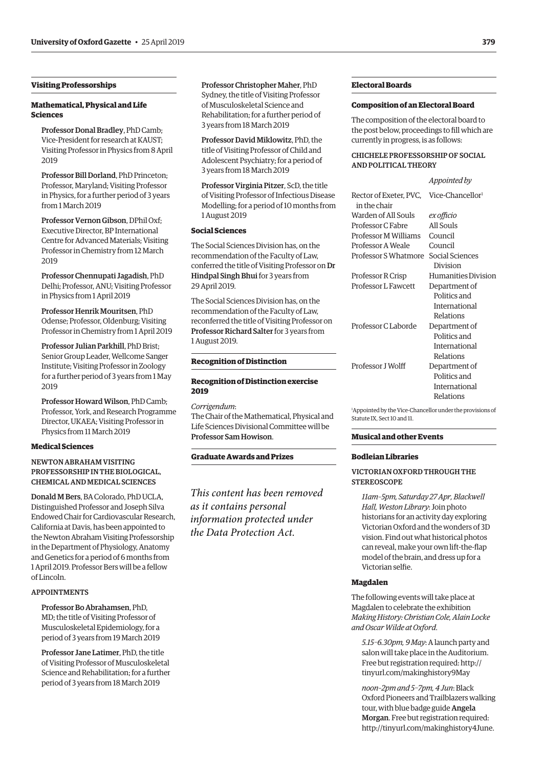## Visiting Professorships

### Mathematical, Physical and Life Sciences

Professor Donal Bradley, PhD Camb; Vice-President for research at KAUST; Visiting Professor in Physics from 8 April 2019

Professor Bill Dorland, PhD Princeton; Professor, Maryland; Visiting Professor in Physics, for a further period of 3 years from 1 March 2019

Professor Vernon Gibson, DPhil Oxf; Executive Director, BP International Centre for Advanced Materials; Visiting Professor in Chemistry from 12 March 2019

Professor Chennupati Jagadish, PhD Delhi; Professor, ANU; Visiting Professor in Physics from 1 April 2019

Professor Henrik Mouritsen, PhD Odense; Professor, Oldenburg; Visiting Professor in Chemistry from 1 April 2019

Professor Julian Parkhill, PhD Brist; Senior Group Leader, Wellcome Sanger Institute; Visiting Professor in Zoology for a further period of 3 years from 1 May 2019

Professor Howard Wilson, PhD Camb; Professor, York, and Research Programme Director, UKAEA; Visiting Professor in Physics from 11 March 2019

### Medical Sciences

NEWTON ABRAHAM VISITING PROFESSORSHIP IN THE BIOLOGICAL, CHEMICAL AND MEDICAL SCIENCES

Donald M Bers, BA Colorado, PhD UCLA, Distinguished Professor and Joseph Silva Endowed Chair for Cardiovascular Research, California at Davis, has been appointed to the Newton Abraham Visiting Professorship in the Department of Physiology, Anatomy and Genetics for a period of 6 months from 1 April 2019. Professor Bers will be a fellow of Lincoln.

APPOINTMENTS

Professor Bo Abrahamsen, PhD, MD; the title of Visiting Professor of Musculoskeletal Epidemiology, for a period of 3 years from 19 March 2019

Professor Jane Latimer, PhD, the title of Visiting Professor of Musculoskeletal Science and Rehabilitation; for a further period of 3 years from 18 March 2019

Professor Christopher Maher, PhD Sydney, the title of Visiting Professor of Musculoskeletal Science and Rehabilitation; for a further period of 3 years from 18 March 2019

Professor David Miklowitz, PhD, the title of Visiting Professor of Child and Adolescent Psychiatry; for a period of 3 years from 18 March 2019

Professor Virginia Pitzer, ScD, the title of Visiting Professor of Infectious Disease Modelling; for a period of 10 months from 1 August 2019

### Social Sciences

The Social Sciences Division has, on the recommendation of the Faculty of Law, conferred the title of Visiting Professor on **Dr Hindpal Singh Bhui** for 3 years from 29 April 2019.

The Social Sciences Division has, on the recommendation of the Faculty of Law, reconferred the title of Visiting Professor on Professor Richard Salter for 3 years from 1 August 2019.

## Recognition of Distinction

### Recognition of Distinction exercise 2019

*Corrigendum*:
The Chair of the Mathematical, Physical and Life Sciences Divisional Committee will be Professor Sam Howison.

## Graduate Awards and Prizes

*This content has been removed as it contains personal information protected under the Data Protection Act.*

## Electoral Boards

### Composition of an Electoral Board

The composition of the electoral board to the post below, proceedings to fill which are currently in progress, is as follows:

CHICHELE PROFESSORSHIP OF SOCIAL AND POLITICAL THEORY

| | *Appointed by* |
|---|---|
| Rector of Exeter, PVC, in the chair | Vice-Chancellor[1] |
| Warden of All Souls | *ex officio* |
| Professor C Fabre | All Souls |
| Professor M Williams | Council |
| Professor A Weale | Council |
| Professor S Whatmore | Social Sciences Division |
| Professor R Crisp | Humanities Division |
| Professor L Fawcett | Department of Politics and International Relations |
| Professor C Laborde | Department of Politics and International Relations |
| Professor J Wolff | Department of Politics and International Relations |

[1]Appointed by the Vice-Chancellor under the provisions of Statute IX, Sect 10 and 11.

## Musical and other Events

### Bodleian Libraries

VICTORIAN OXFORD THROUGH THE STEREOSCOPE

*11am–5pm, Saturday 27 Apr, Blackwell Hall, Weston Library*: Join photo historians for an activity day exploring Victorian Oxford and the wonders of 3D vision. Find out what historical photos can reveal, make your own lift-the-flap model of the brain, and dress up for a Victorian selfie.

### Magdalen

The following events will take place at Magdalen to celebrate the exhibition *Making History: Christian Cole, Alain Locke and Oscar Wilde at Oxford*.

*5.15–6.30pm, 9 May*: A launch party and salon will take place in the Auditorium. Free but registration required: http://tinyurl.com/makinghistory9May

*noon–2pm and 5–7pm, 4 Jun*: Black Oxford Pioneers and Trailblazers walking tour, with blue badge guide **Angela Morgan**. Free but registration required: http://tinyurl.com/makinghistory4June.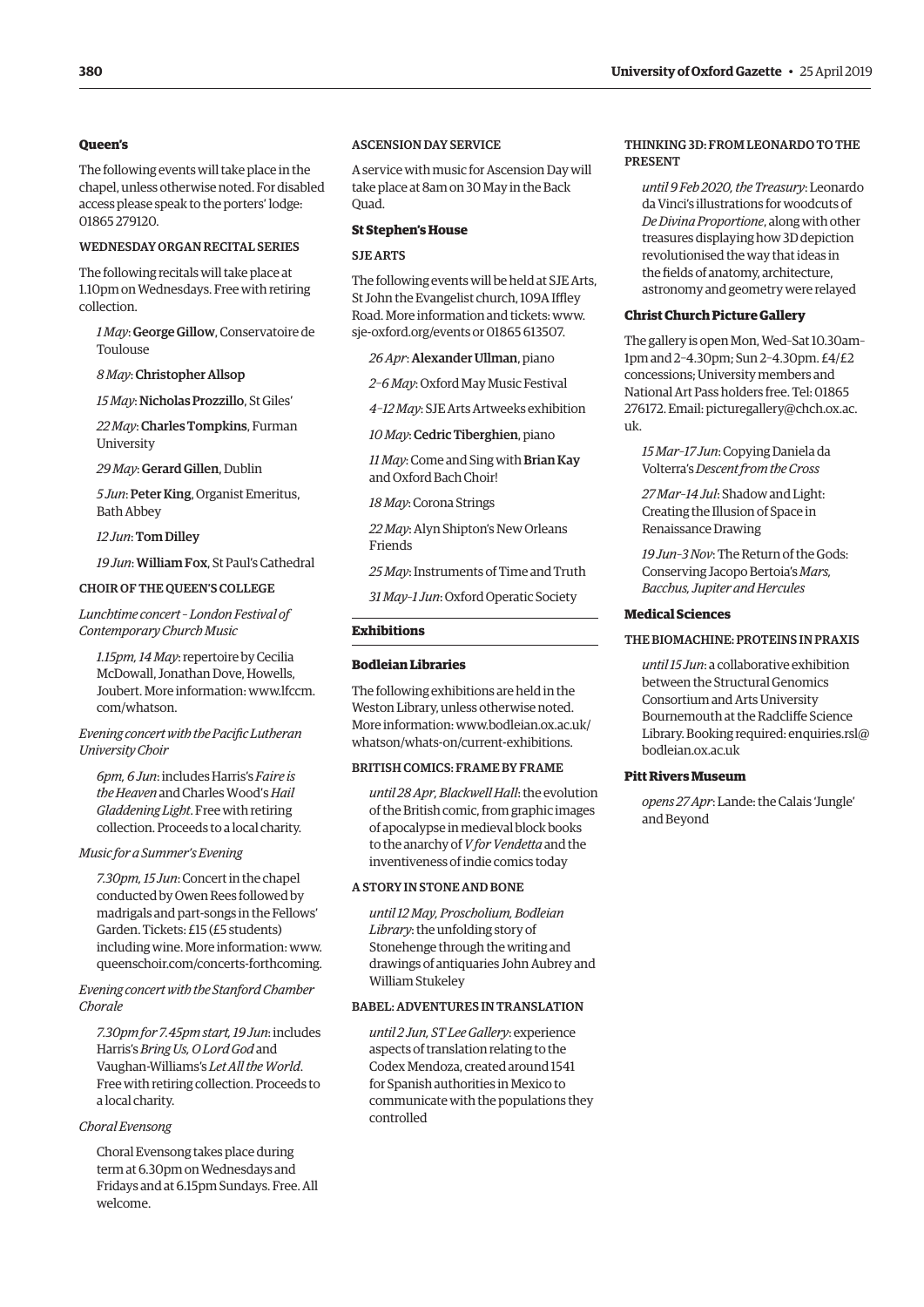### Queen's

The following events will take place in the chapel, unless otherwise noted. For disabled access please speak to the porters' lodge: 01865 279120.

#### WEDNESDAY ORGAN RECITAL SERIES

The following recitals will take place at 1.10pm on Wednesdays. Free with retiring collection.

*1 May*: **George Gillow**, Conservatoire de Toulouse

*8 May*: **Christopher Allsop**

*15 May*: **Nicholas Prozzillo**, St Giles'

*22 May*: **Charles Tompkins**, Furman University

*29 May*: **Gerard Gillen**, Dublin

*5 Jun*: **Peter King**, Organist Emeritus, Bath Abbey

*12 Jun*: **Tom Dilley**

*19 Jun*: **William Fox**, St Paul's Cathedral

#### CHOIR OF THE QUEEN'S COLLEGE

*Lunchtime concert – London Festival of Contemporary Church Music*

*1.15pm, 14 May*: repertoire by Cecilia McDowall, Jonathan Dove, Howells, Joubert. More information: www.lfccm.com/whatson.

*Evening concert with the Pacific Lutheran University Choir*

*6pm, 6 Jun*: includes Harris's *Faire is the Heaven* and Charles Wood's *Hail Gladdening Light*. Free with retiring collection. Proceeds to a local charity.

*Music for a Summer's Evening*

*7.30pm, 15 Jun*: Concert in the chapel conducted by Owen Rees followed by madrigals and part-songs in the Fellows' Garden. Tickets: £15 (£5 students) including wine. More information: www.queenschoir.com/concerts-forthcoming.

*Evening concert with the Stanford Chamber Chorale*

*7.30pm for 7.45pm start, 19 Jun*: includes Harris's *Bring Us, O Lord God* and Vaughan-Williams's *Let All the World*. Free with retiring collection. Proceeds to a local charity.

*Choral Evensong*

Choral Evensong takes place during term at 6.30pm on Wednesdays and Fridays and at 6.15pm Sundays. Free. All welcome.

#### ASCENSION DAY SERVICE

A service with music for Ascension Day will take place at 8am on 30 May in the Back Quad.

### St Stephen's House

#### SJE ARTS

The following events will be held at SJE Arts, St John the Evangelist church, 109A Iffley Road. More information and tickets: www.sje-oxford.org/events or 01865 613507.

*26 Apr*: **Alexander Ullman**, piano

*2–6 May*: Oxford May Music Festival

*4–12 May*: SJE Arts Artweeks exhibition

*10 May*: **Cedric Tiberghien**, piano

*11 May*: Come and Sing with **Brian Kay** and Oxford Bach Choir!

*18 May*: Corona Strings

*22 May*: Alyn Shipton's New Orleans Friends

*25 May*: Instruments of Time and Truth

*31 May–1 Jun*: Oxford Operatic Society

## Exhibitions

### Bodleian Libraries

The following exhibitions are held in the Weston Library, unless otherwise noted. More information: www.bodleian.ox.ac.uk/whatson/whats-on/current-exhibitions.

#### BRITISH COMICS: FRAME BY FRAME

*until 28 Apr, Blackwell Hall*: the evolution of the British comic, from graphic images of apocalypse in medieval block books to the anarchy of *V for Vendetta* and the inventiveness of indie comics today

#### A STORY IN STONE AND BONE

*until 12 May, Proscholium, Bodleian Library*: the unfolding story of Stonehenge through the writing and drawings of antiquaries John Aubrey and William Stukeley

#### BABEL: ADVENTURES IN TRANSLATION

*until 2 Jun, ST Lee Gallery*: experience aspects of translation relating to the Codex Mendoza, created around 1541 for Spanish authorities in Mexico to communicate with the populations they controlled

#### THINKING 3D: FROM LEONARDO TO THE PRESENT

*until 9 Feb 2020, the Treasury*: Leonardo da Vinci's illustrations for woodcuts of *De Divina Proportione*, along with other treasures displaying how 3D depiction revolutionised the way that ideas in the fields of anatomy, architecture, astronomy and geometry were relayed

### Christ Church Picture Gallery

The gallery is open Mon, Wed–Sat 10.30am–1pm and 2–4.30pm; Sun 2–4.30pm. £4/£2 concessions; University members and National Art Pass holders free. Tel: 01865 276172. Email: picturegallery@chch.ox.ac.uk.

*15 Mar–17 Jun*: Copying Daniela da Volterra's *Descent from the Cross*

*27 Mar–14 Jul*: Shadow and Light: Creating the Illusion of Space in Renaissance Drawing

*19 Jun–3 Nov*: The Return of the Gods: Conserving Jacopo Bertoia's *Mars, Bacchus, Jupiter and Hercules*

### Medical Sciences

#### THE BIOMACHINE: PROTEINS IN PRAXIS

*until 15 Jun*: a collaborative exhibition between the Structural Genomics Consortium and Arts University Bournemouth at the Radcliffe Science Library. Booking required: enquiries.rsl@bodleian.ox.ac.uk

### Pitt Rivers Museum

*opens 27 Apr*: Lande: the Calais 'Jungle' and Beyond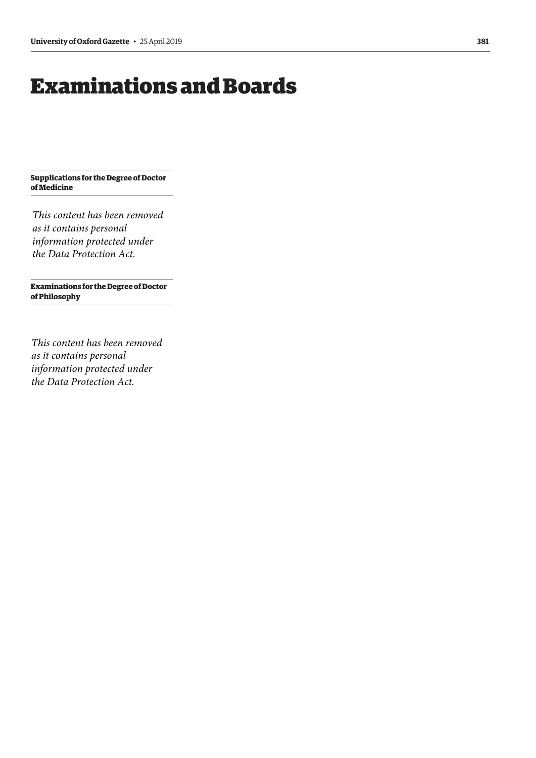# Examinations and Boards

### Supplications for the Degree of Doctor of Medicine

*This content has been removed as it contains personal information protected under the Data Protection Act.*

### Examinations for the Degree of Doctor of Philosophy

*This content has been removed as it contains personal information protected under the Data Protection Act.*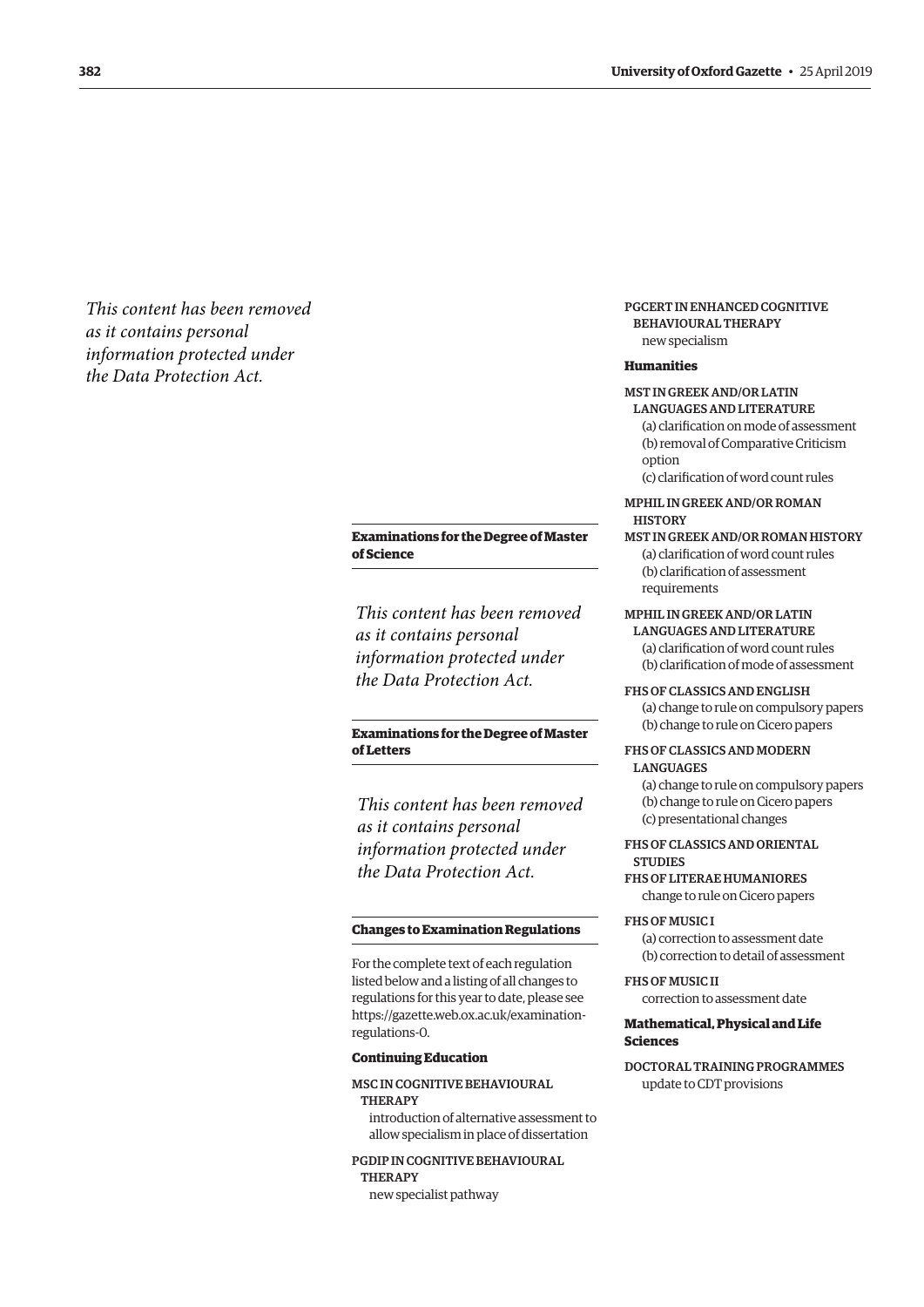*This content has been removed as it contains personal information protected under the Data Protection Act.*

## Examinations for the Degree of Master of Science

*This content has been removed as it contains personal information protected under the Data Protection Act.*

## Examinations for the Degree of Master of Letters

*This content has been removed as it contains personal information protected under the Data Protection Act.*

## Changes to Examination Regulations

For the complete text of each regulation listed below and a listing of all changes to regulations for this year to date, please see https://gazette.web.ox.ac.uk/examination-regulations-0.

### Continuing Education

MSC IN COGNITIVE BEHAVIOURAL THERAPY
introduction of alternative assessment to allow specialism in place of dissertation

PGDIP IN COGNITIVE BEHAVIOURAL THERAPY
new specialist pathway

PGCERT IN ENHANCED COGNITIVE BEHAVIOURAL THERAPY
new specialism

### Humanities

MST IN GREEK AND/OR LATIN LANGUAGES AND LITERATURE
(a) clarification on mode of assessment
(b) removal of Comparative Criticism option
(c) clarification of word count rules

MPHIL IN GREEK AND/OR ROMAN HISTORY
MST IN GREEK AND/OR ROMAN HISTORY
(a) clarification of word count rules
(b) clarification of assessment requirements

MPHIL IN GREEK AND/OR LATIN LANGUAGES AND LITERATURE
(a) clarification of word count rules
(b) clarification of mode of assessment

FHS OF CLASSICS AND ENGLISH
(a) change to rule on compulsory papers
(b) change to rule on Cicero papers

FHS OF CLASSICS AND MODERN LANGUAGES
(a) change to rule on compulsory papers
(b) change to rule on Cicero papers
(c) presentational changes

FHS OF CLASSICS AND ORIENTAL STUDIES
FHS OF LITERAE HUMANIORES
change to rule on Cicero papers

FHS OF MUSIC I
(a) correction to assessment date
(b) correction to detail of assessment

FHS OF MUSIC II
correction to assessment date

### Mathematical, Physical and Life Sciences

DOCTORAL TRAINING PROGRAMMES
update to CDT provisions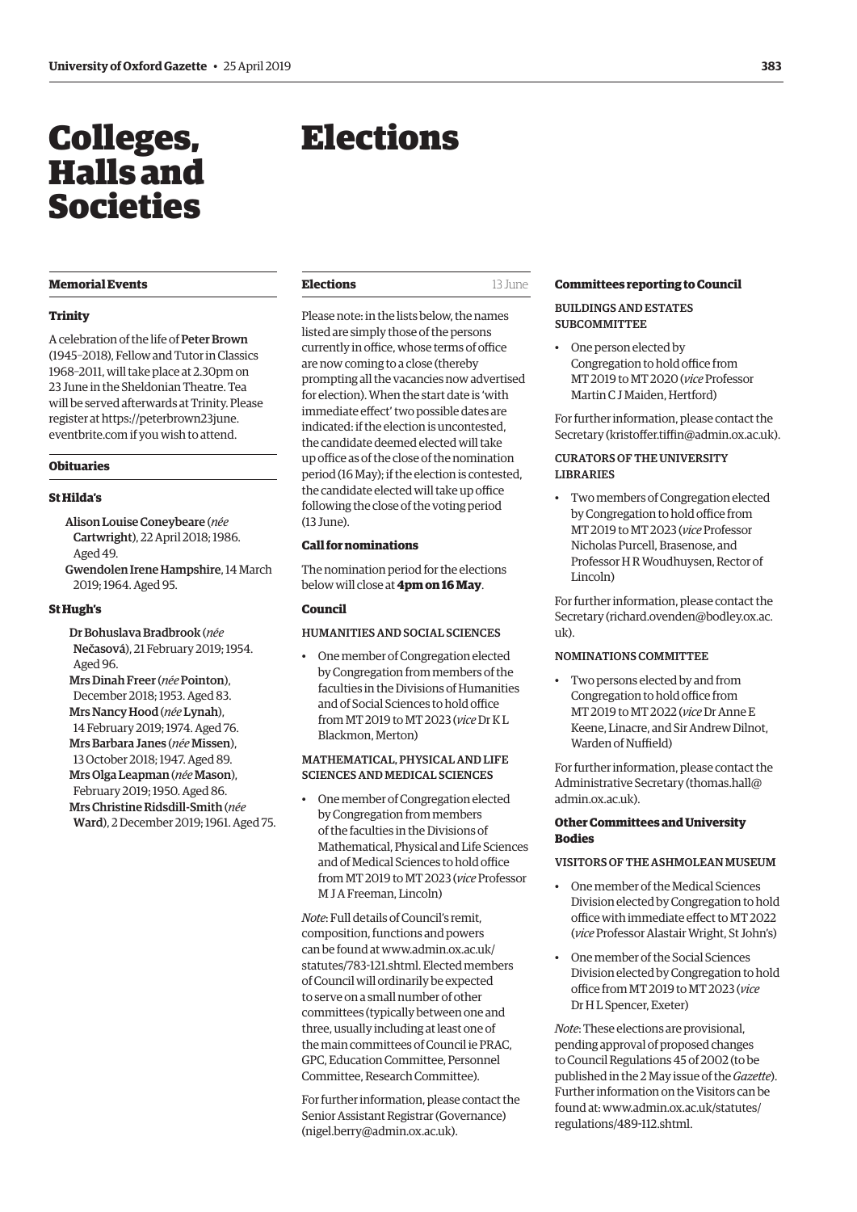# Colleges, Halls and Societies

## Memorial Events

### Trinity

A celebration of the life of **Peter Brown** (1945–2018), Fellow and Tutor in Classics 1968–2011, will take place at 2.30pm on 23 June in the Sheldonian Theatre. Tea will be served afterwards at Trinity. Please register at https://peterbrown23june.eventbrite.com if you wish to attend.

## Obituaries

### St Hilda's

**Alison Louise Coneybeare** (*née* **Cartwright**), 22 April 2018; 1986. Aged 49.

**Gwendolen Irene Hampshire**, 14 March 2019; 1964. Aged 95.

### St Hugh's

**Dr Bohuslava Bradbrook** (*née* **Nečasová**), 21 February 2019; 1954. Aged 96.

**Mrs Dinah Freer** (*née* **Pointon**), December 2018; 1953. Aged 83.

**Mrs Nancy Hood** (*née* **Lynah**), 14 February 2019; 1974. Aged 76.

**Mrs Barbara Janes** (*née* **Missen**), 13 October 2018; 1947. Aged 89.

**Mrs Olga Leapman** (*née* **Mason**), February 2019; 1950. Aged 86.

**Mrs Christine Ridsdill-Smith** (*née* **Ward**), 2 December 2019; 1961. Aged 75.

# Elections

## Elections — 13 June

Please note: in the lists below, the names listed are simply those of the persons currently in office, whose terms of office are now coming to a close (thereby prompting all the vacancies now advertised for election). When the start date is 'with immediate effect' two possible dates are indicated: if the election is uncontested, the candidate deemed elected will take up office as of the close of the nomination period (16 May); if the election is contested, the candidate elected will take up office following the close of the voting period (13 June).

### Call for nominations

The nomination period for the elections below will close at **4pm on 16 May**.

### Council

#### HUMANITIES AND SOCIAL SCIENCES

- One member of Congregation elected by Congregation from members of the faculties in the Divisions of Humanities and of Social Sciences to hold office from MT 2019 to MT 2023 (*vice* Dr K L Blackmon, Merton)

#### MATHEMATICAL, PHYSICAL AND LIFE SCIENCES AND MEDICAL SCIENCES

- One member of Congregation elected by Congregation from members of the faculties in the Divisions of Mathematical, Physical and Life Sciences and of Medical Sciences to hold office from MT 2019 to MT 2023 (*vice* Professor M J A Freeman, Lincoln)

*Note*: Full details of Council's remit, composition, functions and powers can be found at www.admin.ox.ac.uk/statutes/783-121.shtml. Elected members of Council will ordinarily be expected to serve on a small number of other committees (typically between one and three, usually including at least one of the main committees of Council ie PRAC, GPC, Education Committee, Personnel Committee, Research Committee).

For further information, please contact the Senior Assistant Registrar (Governance) (nigel.berry@admin.ox.ac.uk).

### Committees reporting to Council

#### BUILDINGS AND ESTATES SUBCOMMITTEE

- One person elected by Congregation to hold office from MT 2019 to MT 2020 (*vice* Professor Martin C J Maiden, Hertford)

For further information, please contact the Secretary (kristoffer.tiffin@admin.ox.ac.uk).

#### CURATORS OF THE UNIVERSITY LIBRARIES

- Two members of Congregation elected by Congregation to hold office from MT 2019 to MT 2023 (*vice* Professor Nicholas Purcell, Brasenose, and Professor H R Woudhuysen, Rector of Lincoln)

For further information, please contact the Secretary (richard.ovenden@bodley.ox.ac.uk).

#### NOMINATIONS COMMITTEE

- Two persons elected by and from Congregation to hold office from MT 2019 to MT 2022 (*vice* Dr Anne E Keene, Linacre, and Sir Andrew Dilnot, Warden of Nuffield)

For further information, please contact the Administrative Secretary (thomas.hall@admin.ox.ac.uk).

### Other Committees and University Bodies

#### VISITORS OF THE ASHMOLEAN MUSEUM

- One member of the Medical Sciences Division elected by Congregation to hold office with immediate effect to MT 2022 (*vice* Professor Alastair Wright, St John's)
- One member of the Social Sciences Division elected by Congregation to hold office from MT 2019 to MT 2023 (*vice* Dr H L Spencer, Exeter)

*Note*: These elections are provisional, pending approval of proposed changes to Council Regulations 45 of 2002 (to be published in the 2 May issue of the *Gazette*). Further information on the Visitors can be found at: www.admin.ox.ac.uk/statutes/regulations/489-112.shtml.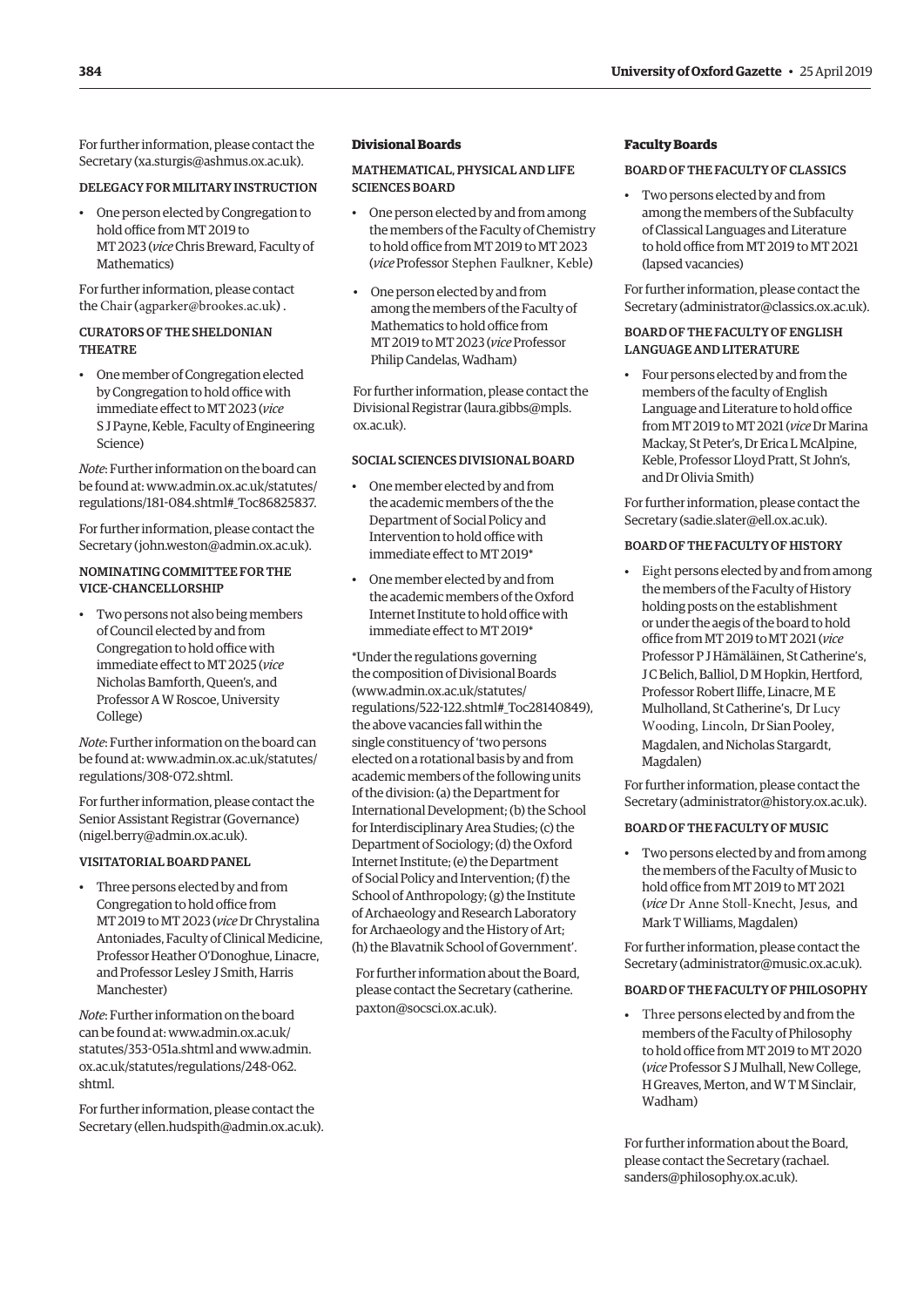For further information, please contact the Secretary (xa.sturgis@ashmus.ox.ac.uk).

#### DELEGACY FOR MILITARY INSTRUCTION

- One person elected by Congregation to hold office from MT 2019 to MT 2023 (*vice* Chris Breward, Faculty of Mathematics)

For further information, please contact the Chair (agparker@brookes.ac.uk) .

#### CURATORS OF THE SHELDONIAN THEATRE

- One member of Congregation elected by Congregation to hold office with immediate effect to MT 2023 (*vice* S J Payne, Keble, Faculty of Engineering Science)

*Note*: Further information on the board can be found at: www.admin.ox.ac.uk/statutes/regulations/181-084.shtml#_Toc86825837.

For further information, please contact the Secretary (john.weston@admin.ox.ac.uk).

#### NOMINATING COMMITTEE FOR THE VICE-CHANCELLORSHIP

- Two persons not also being members of Council elected by and from Congregation to hold office with immediate effect to MT 2025 (*vice* Nicholas Bamforth, Queen's, and Professor A W Roscoe, University College)

*Note*: Further information on the board can be found at: www.admin.ox.ac.uk/statutes/regulations/308-072.shtml.

For further information, please contact the Senior Assistant Registrar (Governance) (nigel.berry@admin.ox.ac.uk).

#### VISITATORIAL BOARD PANEL

- Three persons elected by and from Congregation to hold office from MT 2019 to MT 2023 (*vice* Dr Chrystalina Antoniades, Faculty of Clinical Medicine, Professor Heather O'Donoghue, Linacre, and Professor Lesley J Smith, Harris Manchester)

*Note*: Further information on the board can be found at: www.admin.ox.ac.uk/statutes/353-051a.shtml and www.admin.ox.ac.uk/statutes/regulations/248-062.shtml.

For further information, please contact the Secretary (ellen.hudspith@admin.ox.ac.uk).

### Divisional Boards

#### MATHEMATICAL, PHYSICAL AND LIFE SCIENCES BOARD

- One person elected by and from among the members of the Faculty of Chemistry to hold office from MT 2019 to MT 2023 (*vice* Professor Stephen Faulkner, Keble)
- One person elected by and from among the members of the Faculty of Mathematics to hold office from MT 2019 to MT 2023 (*vice* Professor Philip Candelas, Wadham)

For further information, please contact the Divisional Registrar (laura.gibbs@mpls.ox.ac.uk).

#### SOCIAL SCIENCES DIVISIONAL BOARD

- One member elected by and from the academic members of the the Department of Social Policy and Intervention to hold office with immediate effect to MT 2019*
- One member elected by and from the academic members of the Oxford Internet Institute to hold office with immediate effect to MT 2019*

*Under the regulations governing the composition of Divisional Boards (www.admin.ox.ac.uk/statutes/regulations/522-122.shtml#_Toc28140849), the above vacancies fall within the single constituency of 'two persons elected on a rotational basis by and from academic members of the following units of the division: (a) the Department for International Development; (b) the School for Interdisciplinary Area Studies; (c) the Department of Sociology; (d) the Oxford Internet Institute; (e) the Department of Social Policy and Intervention; (f) the School of Anthropology; (g) the Institute of Archaeology and Research Laboratory for Archaeology and the History of Art; (h) the Blavatnik School of Government'.

For further information about the Board, please contact the Secretary (catherine.paxton@socsci.ox.ac.uk).

### Faculty Boards

#### BOARD OF THE FACULTY OF CLASSICS

- Two persons elected by and from among the members of the Subfaculty of Classical Languages and Literature to hold office from MT 2019 to MT 2021 (lapsed vacancies)

For further information, please contact the Secretary (administrator@classics.ox.ac.uk).

#### BOARD OF THE FACULTY OF ENGLISH LANGUAGE AND LITERATURE

- Four persons elected by and from the members of the faculty of English Language and Literature to hold office from MT 2019 to MT 2021 (*vice* Dr Marina Mackay, St Peter's, Dr Erica L McAlpine, Keble, Professor Lloyd Pratt, St John's, and Dr Olivia Smith)

For further information, please contact the Secretary (sadie.slater@ell.ox.ac.uk).

#### BOARD OF THE FACULTY OF HISTORY

- Eight persons elected by and from among the members of the Faculty of History holding posts on the establishment or under the aegis of the board to hold office from MT 2019 to MT 2021 (*vice* Professor P J Hämäläinen, St Catherine's, J C Belich, Balliol, D M Hopkin, Hertford, Professor Robert Iliffe, Linacre, M E Mulholland, St Catherine's, Dr Lucy Wooding, Lincoln, Dr Sian Pooley, Magdalen, and Nicholas Stargardt, Magdalen)

For further information, please contact the Secretary (administrator@history.ox.ac.uk).

#### BOARD OF THE FACULTY OF MUSIC

- Two persons elected by and from among the members of the Faculty of Music to hold office from MT 2019 to MT 2021 (*vice* Dr Anne Stoll-Knecht, Jesus, and Mark T Williams, Magdalen)

For further information, please contact the Secretary (administrator@music.ox.ac.uk).

#### BOARD OF THE FACULTY OF PHILOSOPHY

- Three persons elected by and from the members of the Faculty of Philosophy to hold office from MT 2019 to MT 2020 (*vice* Professor S J Mulhall, New College, H Greaves, Merton, and W T M Sinclair, Wadham)

For further information about the Board, please contact the Secretary (rachael.sanders@philosophy.ox.ac.uk).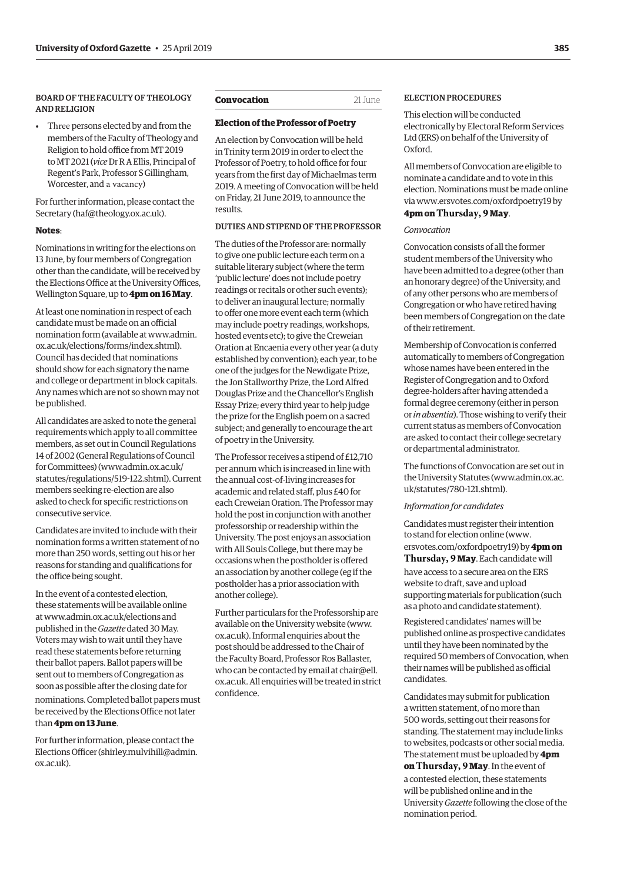### BOARD OF THE FACULTY OF THEOLOGY AND RELIGION

- Three persons elected by and from the members of the Faculty of Theology and Religion to hold office from MT 2019 to MT 2021 (*vice* Dr R A Ellis, Principal of Regent's Park, Professor S Gillingham, Worcester, and a vacancy)

For further information, please contact the Secretary (haf@theology.ox.ac.uk).

**Notes**:

Nominations in writing for the elections on 13 June, by four members of Congregation other than the candidate, will be received by the Elections Office at the University Offices, Wellington Square, up to **4pm on 16 May**.

At least one nomination in respect of each candidate must be made on an official nomination form (available at www.admin.ox.ac.uk/elections/forms/index.shtml). Council has decided that nominations should show for each signatory the name and college or department in block capitals. Any names which are not so shown may not be published.

All candidates are asked to note the general requirements which apply to all committee members, as set out in Council Regulations 14 of 2002 (General Regulations of Council for Committees) (www.admin.ox.ac.uk/statutes/regulations/519-122.shtml). Current members seeking re-election are also asked to check for specific restrictions on consecutive service.

Candidates are invited to include with their nomination forms a written statement of no more than 250 words, setting out his or her reasons for standing and qualifications for the office being sought.

In the event of a contested election, these statements will be available online at www.admin.ox.ac.uk/elections and published in the *Gazette* dated 30 May. Voters may wish to wait until they have read these statements before returning their ballot papers. Ballot papers will be sent out to members of Congregation as soon as possible after the closing date for nominations. Completed ballot papers must be received by the Elections Office not later than **4pm on 13 June**.

For further information, please contact the Elections Officer (shirley.mulvihill@admin.ox.ac.uk).

## Convocation 21 June

### Election of the Professor of Poetry

An election by Convocation will be held in Trinity term 2019 in order to elect the Professor of Poetry, to hold office for four years from the first day of Michaelmas term 2019. A meeting of Convocation will be held on Friday, 21 June 2019, to announce the results.

#### DUTIES AND STIPEND OF THE PROFESSOR

The duties of the Professor are: normally to give one public lecture each term on a suitable literary subject (where the term 'public lecture' does not include poetry readings or recitals or other such events); to deliver an inaugural lecture; normally to offer one more event each term (which may include poetry readings, workshops, hosted events etc); to give the Creweian Oration at Encaenia every other year (a duty established by convention); each year, to be one of the judges for the Newdigate Prize, the Jon Stallworthy Prize, the Lord Alfred Douglas Prize and the Chancellor's English Essay Prize; every third year to help judge the prize for the English poem on a sacred subject; and generally to encourage the art of poetry in the University.

The Professor receives a stipend of £12,710 per annum which is increased in line with the annual cost-of-living increases for academic and related staff, plus £40 for each Creweian Oration. The Professor may hold the post in conjunction with another professorship or readership within the University. The post enjoys an association with All Souls College, but there may be occasions when the postholder is offered an association by another college (eg if the postholder has a prior association with another college).

Further particulars for the Professorship are available on the University website (www.ox.ac.uk). Informal enquiries about the post should be addressed to the Chair of the Faculty Board, Professor Ros Ballaster, who can be contacted by email at chair@ell.ox.ac.uk. All enquiries will be treated in strict confidence.

#### ELECTION PROCEDURES

This election will be conducted electronically by Electoral Reform Services Ltd (ERS) on behalf of the University of Oxford.

All members of Convocation are eligible to nominate a candidate and to vote in this election. Nominations must be made online via www.ersvotes.com/oxfordpoetry19 by **4pm on Thursday, 9 May**.

*Convocation*

Convocation consists of all the former student members of the University who have been admitted to a degree (other than an honorary degree) of the University, and of any other persons who are members of Congregation or who have retired having been members of Congregation on the date of their retirement.

Membership of Convocation is conferred automatically to members of Congregation whose names have been entered in the Register of Congregation and to Oxford degree-holders after having attended a formal degree ceremony (either in person or *in absentia*). Those wishing to verify their current status as members of Convocation are asked to contact their college secretary or departmental administrator.

The functions of Convocation are set out in the University Statutes (www.admin.ox.ac.uk/statutes/780-121.shtml).

*Information for candidates*

Candidates must register their intention to stand for election online (www.ersvotes.com/oxfordpoetry19) by **4pm on Thursday, 9 May**. Each candidate will have access to a secure area on the ERS website to draft, save and upload supporting materials for publication (such as a photo and candidate statement).

Registered candidates' names will be published online as prospective candidates until they have been nominated by the required 50 members of Convocation, when their names will be published as official candidates.

Candidates may submit for publication a written statement, of no more than 500 words, setting out their reasons for standing. The statement may include links to websites, podcasts or other social media. The statement must be uploaded by **4pm on Thursday, 9 May**. In the event of a contested election, these statements will be published online and in the University *Gazette* following the close of the nomination period.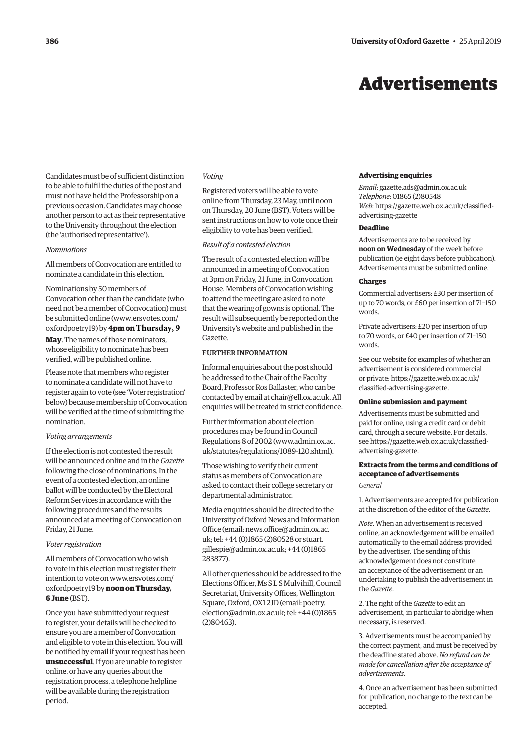# Advertisements

Candidates must be of sufficient distinction to be able to fulfil the duties of the post and must not have held the Professorship on a previous occasion. Candidates may choose another person to act as their representative to the University throughout the election (the 'authorised representative').

*Nominations*

All members of Convocation are entitled to nominate a candidate in this election.

Nominations by 50 members of Convocation other than the candidate (who need not be a member of Convocation) must be submitted online (www.ersvotes.com/oxfordpoetry19) by **4pm on Thursday, 9 May**. The names of those nominators, whose eligibility to nominate has been verified, will be published online.

Please note that members who register to nominate a candidate will not have to register again to vote (see 'Voter registration' below) because membership of Convocation will be verified at the time of submitting the nomination.

*Voting arrangements*

If the election is not contested the result will be announced online and in the *Gazette* following the close of nominations. In the event of a contested election, an online ballot will be conducted by the Electoral Reform Services in accordance with the following procedures and the results announced at a meeting of Convocation on Friday, 21 June.

*Voter registration*

All members of Convocation who wish to vote in this election must register their intention to vote on www.ersvotes.com/oxfordpoetry19 by **noon on Thursday, 6 June** (BST).

Once you have submitted your request to register, your details will be checked to ensure you are a member of Convocation and eligible to vote in this election. You will be notified by email if your request has been **unsuccessful**. If you are unable to register online, or have any queries about the registration process, a telephone helpline will be available during the registration period.

*Voting*

Registered voters will be able to vote online from Thursday, 23 May, until noon on Thursday, 20 June (BST). Voters will be sent instructions on how to vote once their eligibility to vote has been verified.

*Result of a contested election*

The result of a contested election will be announced in a meeting of Convocation at 3pm on Friday, 21 June, in Convocation House. Members of Convocation wishing to attend the meeting are asked to note that the wearing of gowns is optional. The result will subsequently be reported on the University's website and published in the Gazette.

FURTHER INFORMATION

Informal enquiries about the post should be addressed to the Chair of the Faculty Board, Professor Ros Ballaster, who can be contacted by email at chair@ell.ox.ac.uk. All enquiries will be treated in strict confidence.

Further information about election procedures may be found in Council Regulations 8 of 2002 (www.admin.ox.ac.uk/statutes/regulations/1089-120.shtml).

Those wishing to verify their current status as members of Convocation are asked to contact their college secretary or departmental administrator.

Media enquiries should be directed to the University of Oxford News and Information Office (email: news.office@admin.ox.ac.uk; tel: +44 (0)1865 (2)80528 or stuart.gillespie@admin.ox.ac.uk; +44 (0)1865 283877).

All other queries should be addressed to the Elections Officer, Ms S L S Mulvihill, Council Secretariat, University Offices, Wellington Square, Oxford, OX1 2JD (email: poetry.election@admin.ox.ac.uk; tel: +44 (0)1865 (2)80463).

**Advertising enquiries**

*Email*: gazette.ads@admin.ox.ac.uk
*Telephone*: 01865 (2)80548
*Web*: https://gazette.web.ox.ac.uk/classified-advertising-gazette

**Deadline**

Advertisements are to be received by **noon on Wednesday** of the week before publication (ie eight days before publication). Advertisements must be submitted online.

**Charges**

Commercial advertisers: £30 per insertion of up to 70 words, or £60 per insertion of 71–150 words.

Private advertisers: £20 per insertion of up to 70 words, or £40 per insertion of 71–150 words.

See our website for examples of whether an advertisement is considered commercial or private: https://gazette.web.ox.ac.uk/classified-advertising-gazette.

**Online submission and payment**

Advertisements must be submitted and paid for online, using a credit card or debit card, through a secure website. For details, see https://gazette.web.ox.ac.uk/classified-advertising-gazette.

**Extracts from the terms and conditions of acceptance of advertisements**

*General*

1. Advertisements are accepted for publication at the discretion of the editor of the *Gazette*.

*Note*. When an advertisement is received online, an acknowledgement will be emailed automatically to the email address provided by the advertiser. The sending of this acknowledgement does not constitute an acceptance of the advertisement or an undertaking to publish the advertisement in the *Gazette*.

2. The right of the *Gazette* to edit an advertisement, in particular to abridge when necessary, is reserved.

3. Advertisements must be accompanied by the correct payment, and must be received by the deadline stated above. *No refund can be made for cancellation after the acceptance of advertisements*.

4. Once an advertisement has been submitted for publication, no change to the text can be accepted.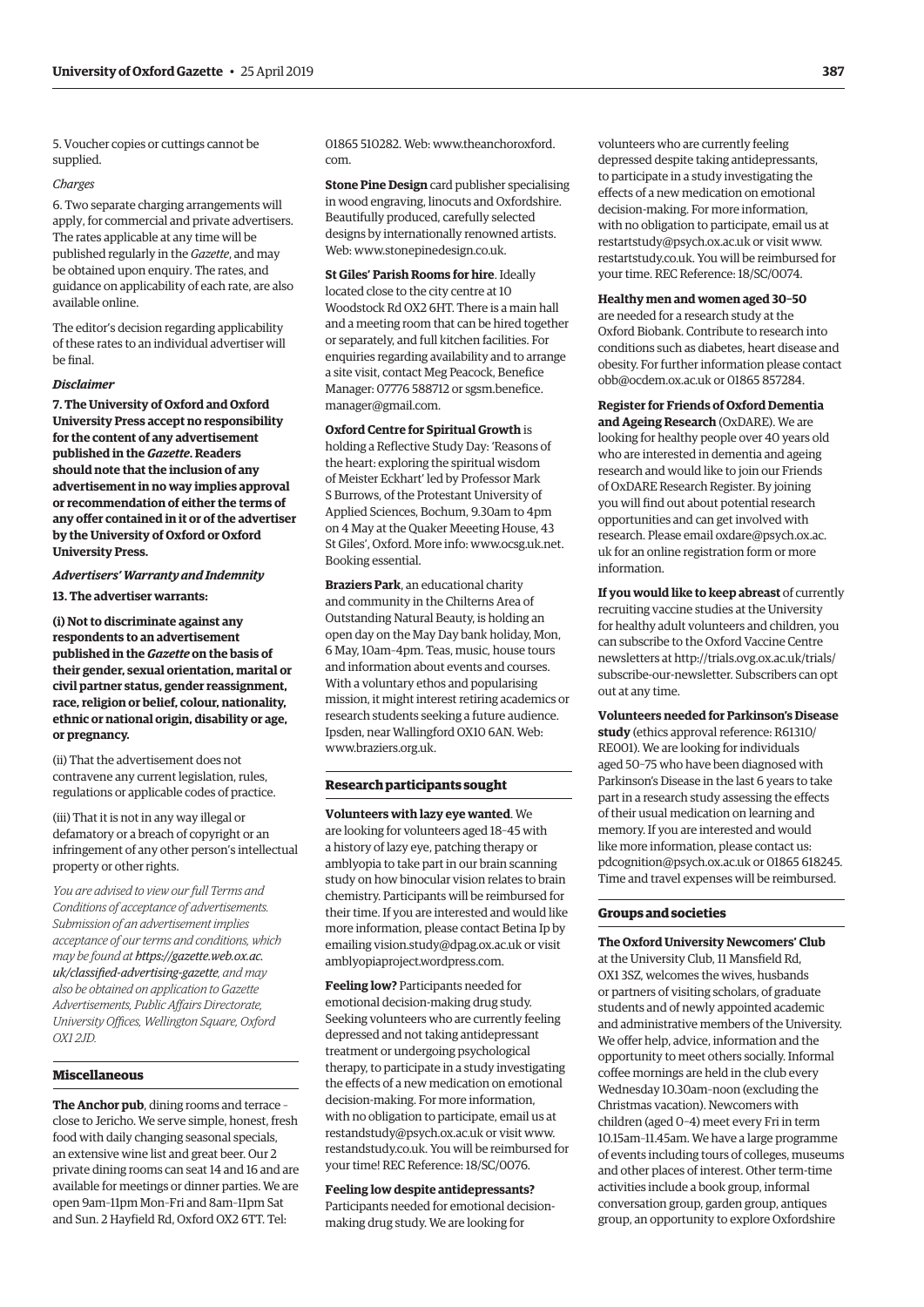5. Voucher copies or cuttings cannot be supplied.

*Charges*

6. Two separate charging arrangements will apply, for commercial and private advertisers. The rates applicable at any time will be published regularly in the *Gazette*, and may be obtained upon enquiry. The rates, and guidance on applicability of each rate, are also available online.

The editor's decision regarding applicability of these rates to an individual advertiser will be final.

***Disclaimer***

**7. The University of Oxford and Oxford University Press accept no responsibility for the content of any advertisement published in the *Gazette*. Readers should note that the inclusion of any advertisement in no way implies approval or recommendation of either the terms of any offer contained in it or of the advertiser by the University of Oxford or Oxford University Press.**

***Advertisers' Warranty and Indemnity***

**13. The advertiser warrants:**

**(i) Not to discriminate against any respondents to an advertisement published in the *Gazette* on the basis of their gender, sexual orientation, marital or civil partner status, gender reassignment, race, religion or belief, colour, nationality, ethnic or national origin, disability or age, or pregnancy.**

(ii) That the advertisement does not contravene any current legislation, rules, regulations or applicable codes of practice.

(iii) That it is not in any way illegal or defamatory or a breach of copyright or an infringement of any other person's intellectual property or other rights.

*You are advised to view our full Terms and Conditions of acceptance of advertisements. Submission of an advertisement implies acceptance of our terms and conditions, which may be found at https://gazette.web.ox.ac.uk/classified-advertising-gazette, and may also be obtained on application to Gazette Advertisements, Public Affairs Directorate, University Offices, Wellington Square, Oxford OX1 2JD.*

## Miscellaneous

**The Anchor pub**, dining rooms and terrace – close to Jericho. We serve simple, honest, fresh food with daily changing seasonal specials, an extensive wine list and great beer. Our 2 private dining rooms can seat 14 and 16 and are available for meetings or dinner parties. We are open 9am–11pm Mon–Fri and 8am–11pm Sat and Sun. 2 Hayfield Rd, Oxford OX2 6TT. Tel: 01865 510282. Web: www.theanchoroxford.com.

**Stone Pine Design** card publisher specialising in wood engraving, linocuts and Oxfordshire. Beautifully produced, carefully selected designs by internationally renowned artists. Web: www.stonepinedesign.co.uk.

**St Giles' Parish Rooms for hire**. Ideally located close to the city centre at 10 Woodstock Rd OX2 6HT. There is a main hall and a meeting room that can be hired together or separately, and full kitchen facilities. For enquiries regarding availability and to arrange a site visit, contact Meg Peacock, Benefice Manager: 07776 588712 or sgsm.benefice.manager@gmail.com.

**Oxford Centre for Spiritual Growth** is holding a Reflective Study Day: 'Reasons of the heart: exploring the spiritual wisdom of Meister Eckhart' led by Professor Mark S Burrows, of the Protestant University of Applied Sciences, Bochum, 9.30am to 4pm on 4 May at the Quaker Meeeting House, 43 St Giles', Oxford. More info: www.ocsg.uk.net. Booking essential.

**Braziers Park**, an educational charity and community in the Chilterns Area of Outstanding Natural Beauty, is holding an open day on the May Day bank holiday, Mon, 6 May, 10am–4pm. Teas, music, house tours and information about events and courses. With a voluntary ethos and popularising mission, it might interest retiring academics or research students seeking a future audience. Ipsden, near Wallingford OX10 6AN. Web: www.braziers.org.uk.

## Research participants sought

**Volunteers with lazy eye wanted**. We are looking for volunteers aged 18–45 with a history of lazy eye, patching therapy or amblyopia to take part in our brain scanning study on how binocular vision relates to brain chemistry. Participants will be reimbursed for their time. If you are interested and would like more information, please contact Betina Ip by emailing vision.study@dpag.ox.ac.uk or visit amblyopiaproject.wordpress.com.

**Feeling low?** Participants needed for emotional decision-making drug study. Seeking volunteers who are currently feeling depressed and not taking antidepressant treatment or undergoing psychological therapy, to participate in a study investigating the effects of a new medication on emotional decision-making. For more information, with no obligation to participate, email us at restandstudy@psych.ox.ac.uk or visit www.restandstudy.co.uk. You will be reimbursed for your time! REC Reference: 18/SC/0076.

**Feeling low despite antidepressants?** Participants needed for emotional decision-making drug study. We are looking for volunteers who are currently feeling depressed despite taking antidepressants, to participate in a study investigating the effects of a new medication on emotional decision-making. For more information, with no obligation to participate, email us at restartstudy@psych.ox.ac.uk or visit www.restartstudy.co.uk. You will be reimbursed for your time. REC Reference: 18/SC/0074.

**Healthy men and women aged 30–50** are needed for a research study at the Oxford Biobank. Contribute to research into conditions such as diabetes, heart disease and obesity. For further information please contact obb@ocdem.ox.ac.uk or 01865 857284.

**Register for Friends of Oxford Dementia and Ageing Research** (OxDARE). We are looking for healthy people over 40 years old who are interested in dementia and ageing research and would like to join our Friends of OxDARE Research Register. By joining you will find out about potential research opportunities and can get involved with research. Please email oxdare@psych.ox.ac.uk for an online registration form or more information.

**If you would like to keep abreast** of currently recruiting vaccine studies at the University for healthy adult volunteers and children, you can subscribe to the Oxford Vaccine Centre newsletters at http://trials.ovg.ox.ac.uk/trials/subscribe-our-newsletter. Subscribers can opt out at any time.

**Volunteers needed for Parkinson's Disease study** (ethics approval reference: R61310/RE001). We are looking for individuals aged 50–75 who have been diagnosed with Parkinson's Disease in the last 6 years to take part in a research study assessing the effects of their usual medication on learning and memory. If you are interested and would like more information, please contact us: pdcognition@psych.ox.ac.uk or 01865 618245. Time and travel expenses will be reimbursed.

## Groups and societies

**The Oxford University Newcomers' Club** at the University Club, 11 Mansfield Rd, OX1 3SZ, welcomes the wives, husbands or partners of visiting scholars, of graduate students and of newly appointed academic and administrative members of the University. We offer help, advice, information and the opportunity to meet others socially. Informal coffee mornings are held in the club every Wednesday 10.30am–noon (excluding the Christmas vacation). Newcomers with children (aged 0–4) meet every Fri in term 10.15am–11.45am. We have a large programme of events including tours of colleges, museums and other places of interest. Other term-time activities include a book group, informal conversation group, garden group, antiques group, an opportunity to explore Oxfordshire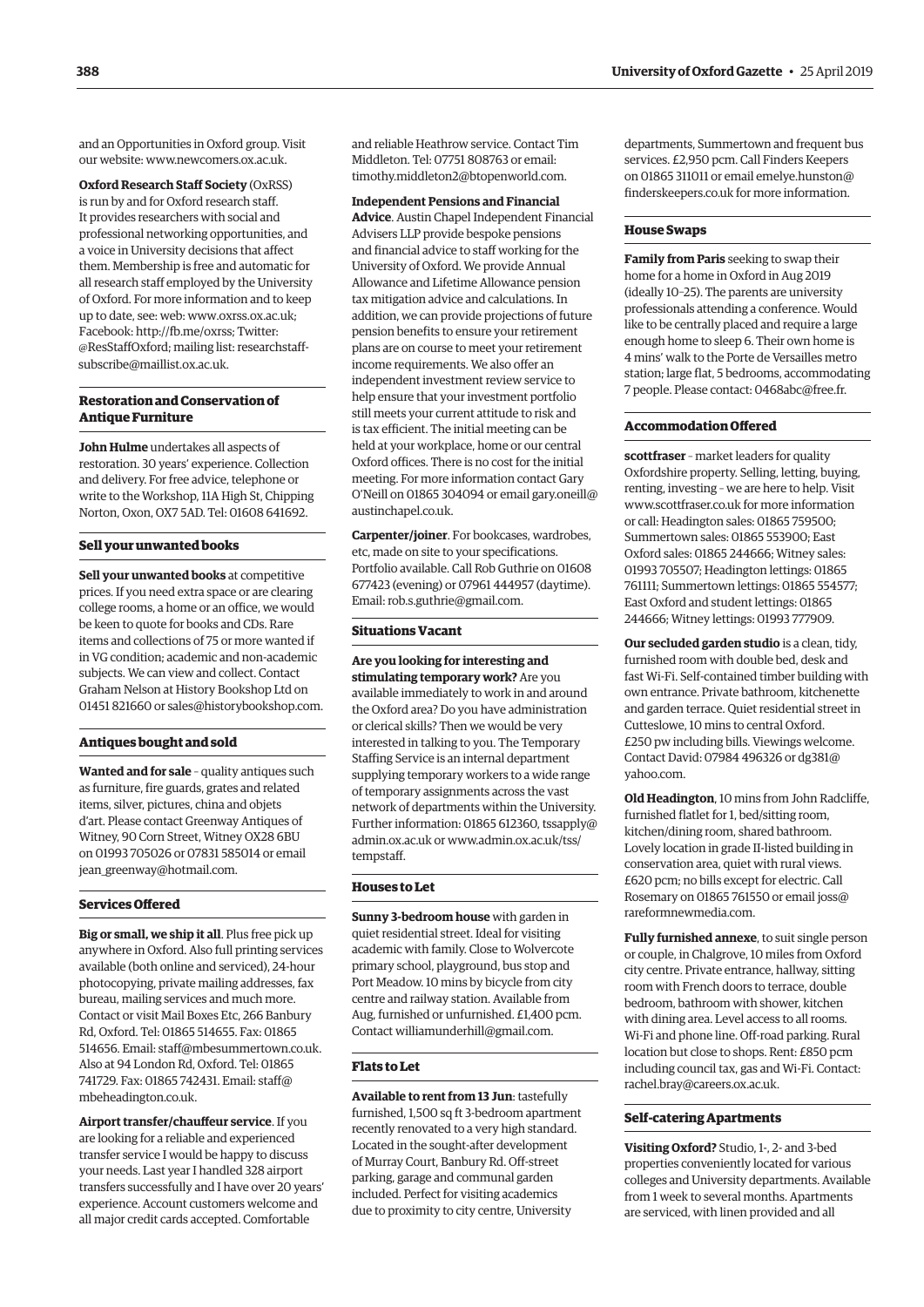and an Opportunities in Oxford group. Visit our website: www.newcomers.ox.ac.uk.

**Oxford Research Staff Society** (OxRSS) is run by and for Oxford research staff. It provides researchers with social and professional networking opportunities, and a voice in University decisions that affect them. Membership is free and automatic for all research staff employed by the University of Oxford. For more information and to keep up to date, see: web: www.oxrss.ox.ac.uk; Facebook: http://fb.me/oxrss; Twitter: @ResStaffOxford; mailing list: researchstaff-subscribe@maillist.ox.ac.uk.

### Restoration and Conservation of Antique Furniture

**John Hulme** undertakes all aspects of restoration. 30 years' experience. Collection and delivery. For free advice, telephone or write to the Workshop, 11A High St, Chipping Norton, Oxon, OX7 5AD. Tel: 01608 641692.

### Sell your unwanted books

**Sell your unwanted books** at competitive prices. If you need extra space or are clearing college rooms, a home or an office, we would be keen to quote for books and CDs. Rare items and collections of 75 or more wanted if in VG condition; academic and non-academic subjects. We can view and collect. Contact Graham Nelson at History Bookshop Ltd on 01451 821660 or sales@historybookshop.com.

### Antiques bought and sold

**Wanted and for sale** – quality antiques such as furniture, fire guards, grates and related items, silver, pictures, china and objets d'art. Please contact Greenway Antiques of Witney, 90 Corn Street, Witney OX28 6BU on 01993 705026 or 07831 585014 or email jean_greenway@hotmail.com.

### Services Offered

**Big or small, we ship it all**. Plus free pick up anywhere in Oxford. Also full printing services available (both online and serviced), 24-hour photocopying, private mailing addresses, fax bureau, mailing services and much more. Contact or visit Mail Boxes Etc, 266 Banbury Rd, Oxford. Tel: 01865 514655. Fax: 01865 514656. Email: staff@mbesummertown.co.uk. Also at 94 London Rd, Oxford. Tel: 01865 741729. Fax: 01865 742431. Email: staff@mbeheadington.co.uk.

**Airport transfer/chauffeur service**. If you are looking for a reliable and experienced transfer service I would be happy to discuss your needs. Last year I handled 328 airport transfers successfully and I have over 20 years' experience. Account customers welcome and all major credit cards accepted. Comfortable and reliable Heathrow service. Contact Tim Middleton. Tel: 07751 808763 or email: timothy.middleton2@btopenworld.com.

**Independent Pensions and Financial Advice**. Austin Chapel Independent Financial Advisers LLP provide bespoke pensions and financial advice to staff working for the University of Oxford. We provide Annual Allowance and Lifetime Allowance pension tax mitigation advice and calculations. In addition, we can provide projections of future pension benefits to ensure your retirement plans are on course to meet your retirement income requirements. We also offer an independent investment review service to help ensure that your investment portfolio still meets your current attitude to risk and is tax efficient. The initial meeting can be held at your workplace, home or our central Oxford offices. There is no cost for the initial meeting. For more information contact Gary O'Neill on 01865 304094 or email gary.oneill@austinchapel.co.uk.

**Carpenter/joiner**. For bookcases, wardrobes, etc, made on site to your specifications. Portfolio available. Call Rob Guthrie on 01608 677423 (evening) or 07961 444957 (daytime). Email: rob.s.guthrie@gmail.com.

### Situations Vacant

**Are you looking for interesting and stimulating temporary work?** Are you available immediately to work in and around the Oxford area? Do you have administration or clerical skills? Then we would be very interested in talking to you. The Temporary Staffing Service is an internal department supplying temporary workers to a wide range of temporary assignments across the vast network of departments within the University. Further information: 01865 612360, tssapply@admin.ox.ac.uk or www.admin.ox.ac.uk/tss/tempstaff.

### Houses to Let

**Sunny 3-bedroom house** with garden in quiet residential street. Ideal for visiting academic with family. Close to Wolvercote primary school, playground, bus stop and Port Meadow. 10 mins by bicycle from city centre and railway station. Available from Aug, furnished or unfurnished. £1,400 pcm. Contact williamunderhill@gmail.com.

### Flats to Let

**Available to rent from 13 Jun**: tastefully furnished, 1,500 sq ft 3-bedroom apartment recently renovated to a very high standard. Located in the sought-after development of Murray Court, Banbury Rd. Off-street parking, garage and communal garden included. Perfect for visiting academics due to proximity to city centre, University departments, Summertown and frequent bus services. £2,950 pcm. Call Finders Keepers on 01865 311011 or email emelye.hunston@finderskeepers.co.uk for more information.

### House Swaps

**Family from Paris** seeking to swap their home for a home in Oxford in Aug 2019 (ideally 10–25). The parents are university professionals attending a conference. Would like to be centrally placed and require a large enough home to sleep 6. Their own home is 4 mins' walk to the Porte de Versailles metro station; large flat, 5 bedrooms, accommodating 7 people. Please contact: 0468abc@free.fr.

### Accommodation Offered

**scottfraser** – market leaders for quality Oxfordshire property. Selling, letting, buying, renting, investing – we are here to help. Visit www.scottfraser.co.uk for more information or call: Headington sales: 01865 759500; Summertown sales: 01865 553900; East Oxford sales: 01865 244666; Witney sales: 01993 705507; Headington lettings: 01865 761111; Summertown lettings: 01865 554577; East Oxford and student lettings: 01865 244666; Witney lettings: 01993 777909.

**Our secluded garden studio** is a clean, tidy, furnished room with double bed, desk and fast Wi-Fi. Self-contained timber building with own entrance. Private bathroom, kitchenette and garden terrace. Quiet residential street in Cutteslowe, 10 mins to central Oxford. £250 pw including bills. Viewings welcome. Contact David: 07984 496326 or dg381@yahoo.com.

**Old Headington**, 10 mins from John Radcliffe, furnished flatlet for 1, bed/sitting room, kitchen/dining room, shared bathroom. Lovely location in grade II-listed building in conservation area, quiet with rural views. £620 pcm; no bills except for electric. Call Rosemary on 01865 761550 or email joss@rareformnewmedia.com.

**Fully furnished annexe**, to suit single person or couple, in Chalgrove, 10 miles from Oxford city centre. Private entrance, hallway, sitting room with French doors to terrace, double bedroom, bathroom with shower, kitchen with dining area. Level access to all rooms. Wi-Fi and phone line. Off-road parking. Rural location but close to shops. Rent: £850 pcm including council tax, gas and Wi-Fi. Contact: rachel.bray@careers.ox.ac.uk.

### Self-catering Apartments

**Visiting Oxford?** Studio, 1-, 2- and 3-bed properties conveniently located for various colleges and University departments. Available from 1 week to several months. Apartments are serviced, with linen provided and all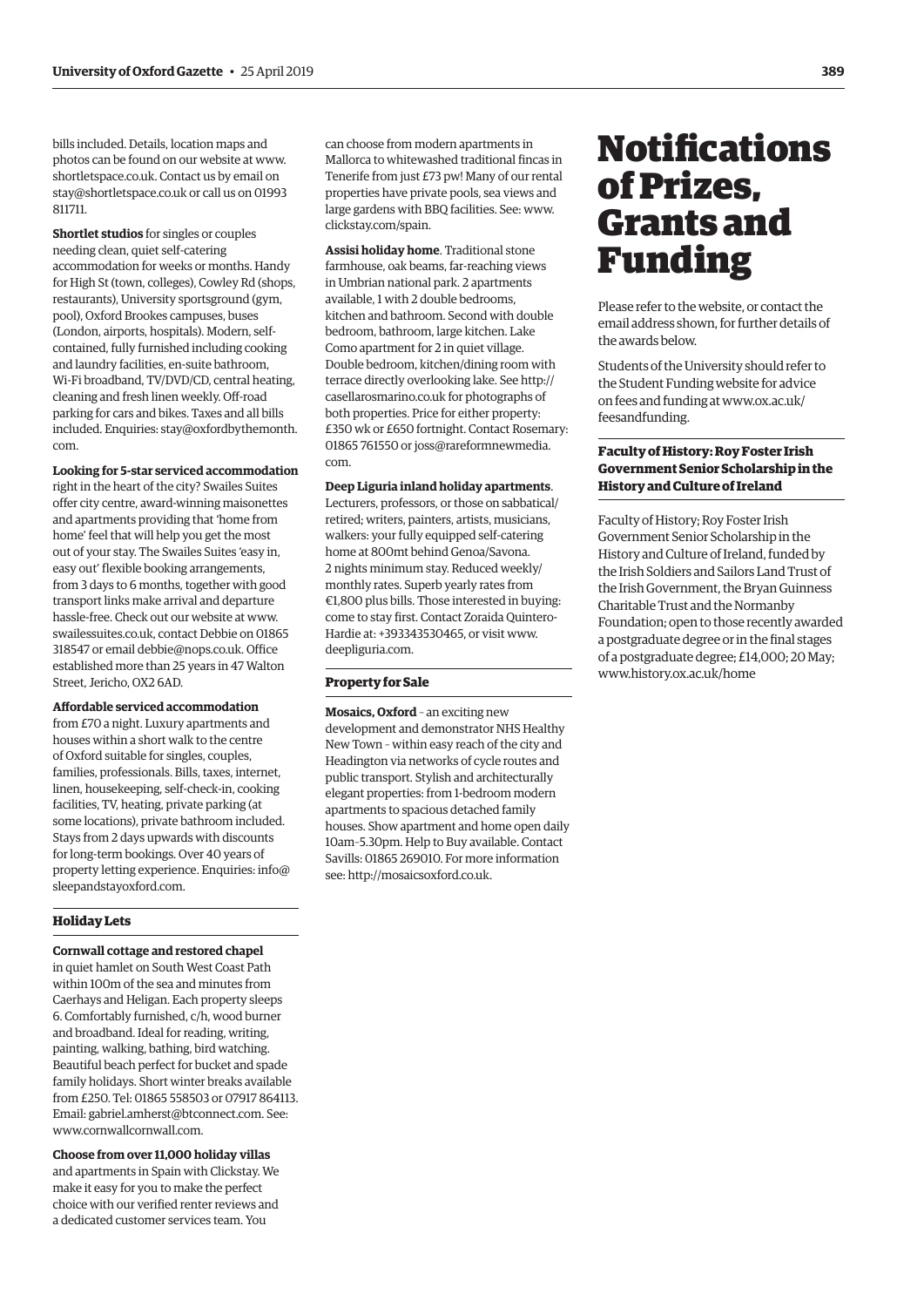bills included. Details, location maps and photos can be found on our website at www.shortletspace.co.uk. Contact us by email on stay@shortletspace.co.uk or call us on 01993 811711.

**Shortlet studios** for singles or couples needing clean, quiet self-catering accommodation for weeks or months. Handy for High St (town, colleges), Cowley Rd (shops, restaurants), University sportsground (gym, pool), Oxford Brookes campuses, buses (London, airports, hospitals). Modern, self-contained, fully furnished including cooking and laundry facilities, en-suite bathroom, Wi-Fi broadband, TV/DVD/CD, central heating, cleaning and fresh linen weekly. Off-road parking for cars and bikes. Taxes and all bills included. Enquiries: stay@oxfordbythemonth.com.

**Looking for 5-star serviced accommodation** right in the heart of the city? Swailes Suites offer city centre, award-winning maisonettes and apartments providing that 'home from home' feel that will help you get the most out of your stay. The Swailes Suites 'easy in, easy out' flexible booking arrangements, from 3 days to 6 months, together with good transport links make arrival and departure hassle-free. Check out our website at www.swailessuites.co.uk, contact Debbie on 01865 318547 or email debbie@nops.co.uk. Office established more than 25 years in 47 Walton Street, Jericho, OX2 6AD.

**Affordable serviced accommodation** from £70 a night. Luxury apartments and houses within a short walk to the centre of Oxford suitable for singles, couples, families, professionals. Bills, taxes, internet, linen, housekeeping, self-check-in, cooking facilities, TV, heating, private parking (at some locations), private bathroom included. Stays from 2 days upwards with discounts for long-term bookings. Over 40 years of property letting experience. Enquiries: info@sleepandstayoxford.com.

### Holiday Lets

**Cornwall cottage and restored chapel** in quiet hamlet on South West Coast Path within 100m of the sea and minutes from Caerhays and Heligan. Each property sleeps 6. Comfortably furnished, c/h, wood burner and broadband. Ideal for reading, writing, painting, walking, bathing, bird watching. Beautiful beach perfect for bucket and spade family holidays. Short winter breaks available from £250. Tel: 01865 558503 or 07917 864113. Email: gabriel.amherst@btconnect.com. See: www.cornwallcornwall.com.

**Choose from over 11,000 holiday villas** and apartments in Spain with Clickstay. We make it easy for you to make the perfect choice with our verified renter reviews and a dedicated customer services team. You can choose from modern apartments in Mallorca to whitewashed traditional fincas in Tenerife from just £73 pw! Many of our rental properties have private pools, sea views and large gardens with BBQ facilities. See: www.clickstay.com/spain.

**Assisi holiday home**. Traditional stone farmhouse, oak beams, far-reaching views in Umbrian national park. 2 apartments available, 1 with 2 double bedrooms, kitchen and bathroom. Second with double bedroom, bathroom, large kitchen. Lake Como apartment for 2 in quiet village. Double bedroom, kitchen/dining room with terrace directly overlooking lake. See http://casellarosmarino.co.uk for photographs of both properties. Price for either property: £350 wk or £650 fortnight. Contact Rosemary: 01865 761550 or joss@rareformnewmedia.com.

**Deep Liguria inland holiday apartments**. Lecturers, professors, or those on sabbatical/retired; writers, painters, artists, musicians, walkers: your fully equipped self-catering home at 800mt behind Genoa/Savona. 2 nights minimum stay. Reduced weekly/monthly rates. Superb yearly rates from €1,800 plus bills. Those interested in buying: come to stay first. Contact Zoraida Quintero-Hardie at: +393343530465, or visit www.deepliguria.com.

### Property for Sale

**Mosaics, Oxford** – an exciting new development and demonstrator NHS Healthy New Town – within easy reach of the city and Headington via networks of cycle routes and public transport. Stylish and architecturally elegant properties: from 1-bedroom modern apartments to spacious detached family houses. Show apartment and home open daily 10am–5.30pm. Help to Buy available. Contact Savills: 01865 269010. For more information see: http://mosaicsoxford.co.uk.

# Notifications of Prizes, Grants and Funding

Please refer to the website, or contact the email address shown, for further details of the awards below.

Students of the University should refer to the Student Funding website for advice on fees and funding at www.ox.ac.uk/feesandfunding.

### Faculty of History: Roy Foster Irish Government Senior Scholarship in the History and Culture of Ireland

Faculty of History; Roy Foster Irish Government Senior Scholarship in the History and Culture of Ireland, funded by the Irish Soldiers and Sailors Land Trust of the Irish Government, the Bryan Guinness Charitable Trust and the Normanby Foundation; open to those recently awarded a postgraduate degree or in the final stages of a postgraduate degree; £14,000; 20 May; www.history.ox.ac.uk/home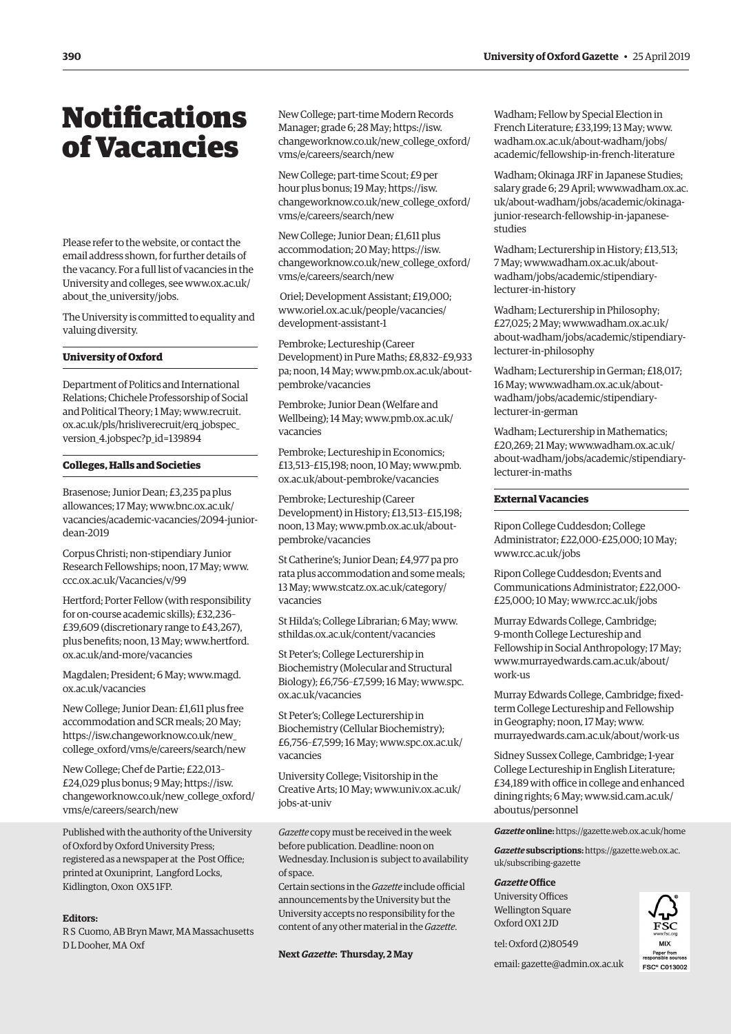# Notifications of Vacancies

Please refer to the website, or contact the email address shown, for further details of the vacancy. For a full list of vacancies in the University and colleges, see www.ox.ac.uk/about_the_university/jobs.

The University is committed to equality and valuing diversity.

### University of Oxford

Department of Politics and International Relations; Chichele Professorship of Social and Political Theory; 1 May; www.recruit.ox.ac.uk/pls/hrisliverecruit/erq_jobspec_version_4.jobspec?p_id=139894

### Colleges, Halls and Societies

Brasenose; Junior Dean; £3,235 pa plus allowances; 17 May; www.bnc.ox.ac.uk/vacancies/academic-vacancies/2094-junior-dean-2019

Corpus Christi; non-stipendiary Junior Research Fellowships; noon, 17 May; www.ccc.ox.ac.uk/Vacancies/v/99

Hertford; Porter Fellow (with responsibility for on-course academic skills); £32,236–£39,609 (discretionary range to £43,267), plus benefits; noon, 13 May; www.hertford.ox.ac.uk/and-more/vacancies

Magdalen; President; 6 May; www.magd.ox.ac.uk/vacancies

New College; Junior Dean: £1,611 plus free accommodation and SCR meals; 20 May; https://isw.changeworknow.co.uk/new_college_oxford/vms/e/careers/search/new

New College; Chef de Partie; £22,013–£24,029 plus bonus; 9 May; https://isw.changeworknow.co.uk/new_college_oxford/vms/e/careers/search/new

New College; part-time Modern Records Manager; grade 6; 28 May; https://isw.changeworknow.co.uk/new_college_oxford/vms/e/careers/search/new

New College; part-time Scout; £9 per hour plus bonus; 19 May; https://isw.changeworknow.co.uk/new_college_oxford/vms/e/careers/search/new

New College; Junior Dean; £1,611 plus accommodation; 20 May; https://isw.changeworknow.co.uk/new_college_oxford/vms/e/careers/search/new

Oriel; Development Assistant; £19,000; www.oriel.ox.ac.uk/people/vacancies/development-assistant-1

Pembroke; Lectureship (Career Development) in Pure Maths; £8,832–£9,933 pa; noon, 14 May; www.pmb.ox.ac.uk/about-pembroke/vacancies

Pembroke; Junior Dean (Welfare and Wellbeing); 14 May; www.pmb.ox.ac.uk/vacancies

Pembroke; Lectureship in Economics; £13,513–£15,198; noon, 10 May; www.pmb.ox.ac.uk/about-pembroke/vacancies

Pembroke; Lectureship (Career Development) in History; £13,513–£15,198; noon, 13 May; www.pmb.ox.ac.uk/about-pembroke/vacancies

St Catherine's; Junior Dean; £4,977 pa pro rata plus accommodation and some meals; 13 May; www.stcatz.ox.ac.uk/category/vacancies

St Hilda's; College Librarian; 6 May; www.sthildas.ox.ac.uk/content/vacancies

St Peter's; College Lecturership in Biochemistry (Molecular and Structural Biology); £6,756–£7,599; 16 May; www.spc.ox.ac.uk/vacancies

St Peter's; College Lecturership in Biochemistry (Cellular Biochemistry); £6,756–£7,599; 16 May; www.spc.ox.ac.uk/vacancies

University College; Visitorship in the Creative Arts; 10 May; www.univ.ox.ac.uk/jobs-at-univ

Wadham; Fellow by Special Election in French Literature; £33,199; 13 May; www.wadham.ox.ac.uk/about-wadham/jobs/academic/fellowship-in-french-literature

Wadham; Okinaga JRF in Japanese Studies; salary grade 6; 29 April; www.wadham.ox.ac.uk/about-wadham/jobs/academic/okinaga-junior-research-fellowship-in-japanese-studies

Wadham; Lecturership in History; £13,513; 7 May; www.wadham.ox.ac.uk/about-wadham/jobs/academic/stipendiary-lecturer-in-history

Wadham; Lecturership in Philosophy; £27,025; 2 May; www.wadham.ox.ac.uk/about-wadham/jobs/academic/stipendiary-lecturer-in-philosophy

Wadham; Lecturership in German; £18,017; 16 May; www.wadham.ox.ac.uk/about-wadham/jobs/academic/stipendiary-lecturer-in-german

Wadham; Lecturership in Mathematics; £20,269; 21 May; www.wadham.ox.ac.uk/about-wadham/jobs/academic/stipendiary-lecturer-in-maths

### External Vacancies

Ripon College Cuddesdon; College Administrator; £22,000-£25,000; 10 May; www.rcc.ac.uk/jobs

Ripon College Cuddesdon; Events and Communications Administrator; £22,000-£25,000; 10 May; www.rcc.ac.uk/jobs

Murray Edwards College, Cambridge; 9-month College Lectureship and Fellowship in Social Anthropology; 17 May; www.murrayedwards.cam.ac.uk/about/work-us

Murray Edwards College, Cambridge; fixed-term College Lectureship and Fellowship in Geography; noon, 17 May; www.murrayedwards.cam.ac.uk/about/work-us

Sidney Sussex College, Cambridge; 1-year College Lectureship in English Literature; £34,189 with office in college and enhanced dining rights; 6 May; www.sid.cam.ac.uk/aboutus/personnel

---

Published with the authority of the University of Oxford by Oxford University Press; registered as a newspaper at the Post Office; printed at Oxuniprint, Langford Locks, Kidlington, Oxon OX5 1FP.

**Editors:**
R S Cuomo, AB Bryn Mawr, MA Massachusetts
D L Dooher, MA Oxf

*Gazette* copy must be received in the week before publication. Deadline: noon on Wednesday. Inclusion is subject to availability of space.
Certain sections in the *Gazette* include official announcements by the University but the University accepts no responsibility for the content of any other material in the *Gazette*.

**Next *Gazette*: Thursday, 2 May**

***Gazette* online:** https://gazette.web.ox.ac.uk/home

***Gazette* subscriptions:** https://gazette.web.ox.ac.uk/subscribing-gazette

***Gazette* Office**
University Offices
Wellington Square
Oxford OX1 2JD

tel: Oxford (2)80549

email: gazette@admin.ox.ac.uk

FSC www.fsc.org MIX Paper from responsible sources FSC® C013002